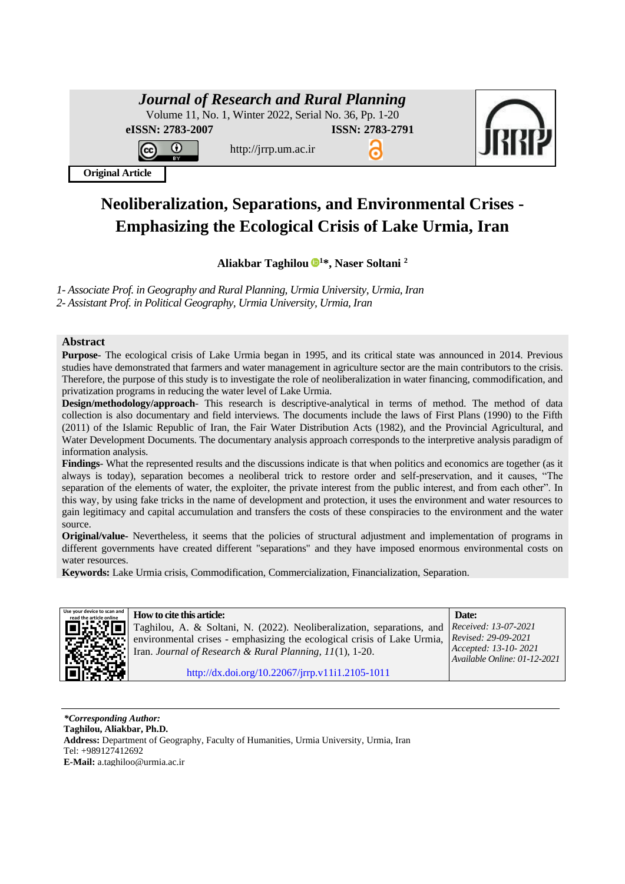**Journal of Research and Rural Planning**
Volume 11, No. 1, Winter 2022, Serial No. 36, Pp. 1-20
eISSN: 2783-2007 ISSN: 2783-2791
http://jrrp.um.ac.ir

**Original Article**

# Neoliberalization, Separations, and Environmental Crises - Emphasizing the Ecological Crisis of Lake Urmia, Iran

**Aliakbar Taghilou [1]*, Naser Soltani [2]**

*1- Associate Prof. in Geography and Rural Planning, Urmia University, Urmia, Iran*
*2- Assistant Prof. in Political Geography, Urmia University, Urmia, Iran*

## Abstract

**Purpose**- The ecological crisis of Lake Urmia began in 1995, and its critical state was announced in 2014. Previous studies have demonstrated that farmers and water management in agriculture sector are the main contributors to the crisis. Therefore, the purpose of this study is to investigate the role of neoliberalization in water financing, commodification, and privatization programs in reducing the water level of Lake Urmia.

**Design/methodology/approach**- This research is descriptive-analytical in terms of method. The method of data collection is also documentary and field interviews. The documents include the laws of First Plans (1990) to the Fifth (2011) of the Islamic Republic of Iran, the Fair Water Distribution Acts (1982), and the Provincial Agricultural, and Water Development Documents. The documentary analysis approach corresponds to the interpretive analysis paradigm of information analysis.

**Findings**- What the represented results and the discussions indicate is that when politics and economics are together (as it always is today), separation becomes a neoliberal trick to restore order and self-preservation, and it causes, "The separation of the elements of water, the exploiter, the private interest from the public interest, and from each other". In this way, by using fake tricks in the name of development and protection, it uses the environment and water resources to gain legitimacy and capital accumulation and transfers the costs of these conspiracies to the environment and the water source.

**Original/value-** Nevertheless, it seems that the policies of structural adjustment and implementation of programs in different governments have created different "separations" and they have imposed enormous environmental costs on water resources.

**Keywords:** Lake Urmia crisis, Commodification, Commercialization, Financialization, Separation.

| How to cite this article: | Date: |
|---|---|
| Taghilou, A. & Soltani, N. (2022). Neoliberalization, separations, and environmental crises - emphasizing the ecological crisis of Lake Urmia, Iran. *Journal of Research & Rural Planning, 11*(1), 1-20. http://dx.doi.org/10.22067/jrrp.v11i1.2105-1011 | *Received: 13-07-2021* *Revised: 29-09-2021* *Accepted: 13-10- 2021* *Available Online: 01-12-2021* |

***Corresponding Author:***
**Taghilou, Aliakbar, Ph.D.**
**Address:** Department of Geography, Faculty of Humanities, Urmia University, Urmia, Iran
Tel: +989127412692
**E-Mail:** a.taghiloo@urmia.ac.ir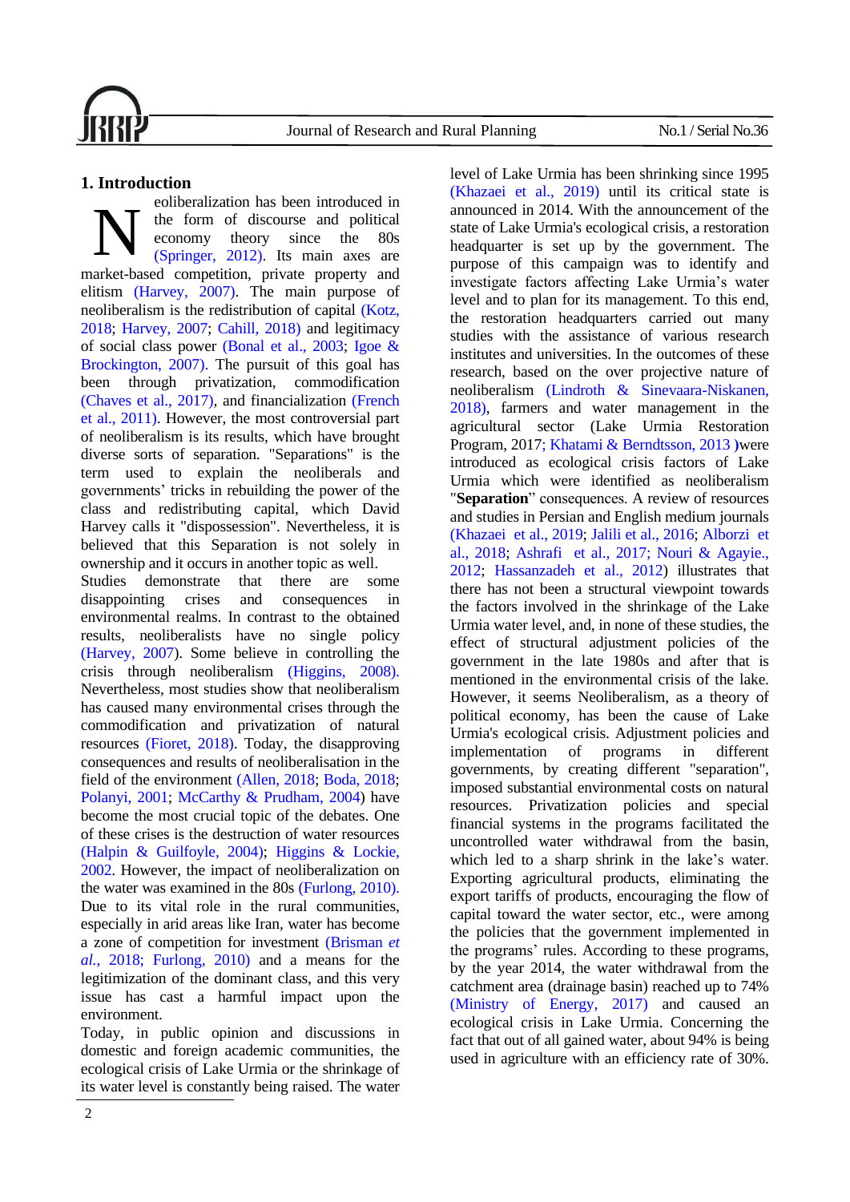## 1. Introduction

Neoliberalization has been introduced in the form of discourse and political economy theory since the 80s (Springer, 2012). Its main axes are market-based competition, private property and elitism (Harvey, 2007). The main purpose of neoliberalism is the redistribution of capital (Kotz, 2018; Harvey, 2007; Cahill, 2018) and legitimacy of social class power (Bonal et al., 2003; Igoe & Brockington, 2007). The pursuit of this goal has been through privatization, commodification (Chaves et al., 2017), and financialization (French et al., 2011). However, the most controversial part of neoliberalism is its results, which have brought diverse sorts of separation. "Separations" is the term used to explain the neoliberals and governments' tricks in rebuilding the power of the class and redistributing capital, which David Harvey calls it "dispossession". Nevertheless, it is believed that this Separation is not solely in ownership and it occurs in another topic as well.

Studies demonstrate that there are some disappointing crises and consequences in environmental realms. In contrast to the obtained results, neoliberalists have no single policy (Harvey, 2007). Some believe in controlling the crisis through neoliberalism (Higgins, 2008). Nevertheless, most studies show that neoliberalism has caused many environmental crises through the commodification and privatization of natural resources (Fioret, 2018). Today, the disapproving consequences and results of neoliberalisation in the field of the environment (Allen, 2018; Boda, 2018; Polanyi, 2001; McCarthy & Prudham, 2004) have become the most crucial topic of the debates. One of these crises is the destruction of water resources (Halpin & Guilfoyle, 2004); Higgins & Lockie, 2002. However, the impact of neoliberalization on the water was examined in the 80s (Furlong, 2010). Due to its vital role in the rural communities, especially in arid areas like Iran, water has become a zone of competition for investment (Brisman *et al.*, 2018; Furlong, 2010) and a means for the legitimization of the dominant class, and this very issue has cast a harmful impact upon the environment.

Today, in public opinion and discussions in domestic and foreign academic communities, the ecological crisis of Lake Urmia or the shrinkage of its water level is constantly being raised. The water level of Lake Urmia has been shrinking since 1995 (Khazaei et al., 2019) until its critical state is announced in 2014. With the announcement of the state of Lake Urmia's ecological crisis, a restoration headquarter is set up by the government. The purpose of this campaign was to identify and investigate factors affecting Lake Urmia's water level and to plan for its management. To this end, the restoration headquarters carried out many studies with the assistance of various research institutes and universities. In the outcomes of these research, based on the over projective nature of neoliberalism (Lindroth & Sinevaara-Niskanen, 2018), farmers and water management in the agricultural sector (Lake Urmia Restoration Program, 2017; Khatami & Berndtsson, 2013 )were introduced as ecological crisis factors of Lake Urmia which were identified as neoliberalism "**Separation**" consequences. A review of resources and studies in Persian and English medium journals (Khazaei et al., 2019; Jalili et al., 2016; Alborzi et al., 2018; Ashrafi et al., 2017; Nouri & Agayie., 2012; Hassanzadeh et al., 2012) illustrates that there has not been a structural viewpoint towards the factors involved in the shrinkage of the Lake Urmia water level, and, in none of these studies, the effect of structural adjustment policies of the government in the late 1980s and after that is mentioned in the environmental crisis of the lake. However, it seems Neoliberalism, as a theory of political economy, has been the cause of Lake Urmia's ecological crisis. Adjustment policies and implementation of programs in different governments, by creating different "separation", imposed substantial environmental costs on natural resources. Privatization policies and special financial systems in the programs facilitated the uncontrolled water withdrawal from the basin, which led to a sharp shrink in the lake's water. Exporting agricultural products, eliminating the export tariffs of products, encouraging the flow of capital toward the water sector, etc., were among the policies that the government implemented in the programs' rules. According to these programs, by the year 2014, the water withdrawal from the catchment area (drainage basin) reached up to 74% (Ministry of Energy, 2017) and caused an ecological crisis in Lake Urmia. Concerning the fact that out of all gained water, about 94% is being used in agriculture with an efficiency rate of 30%.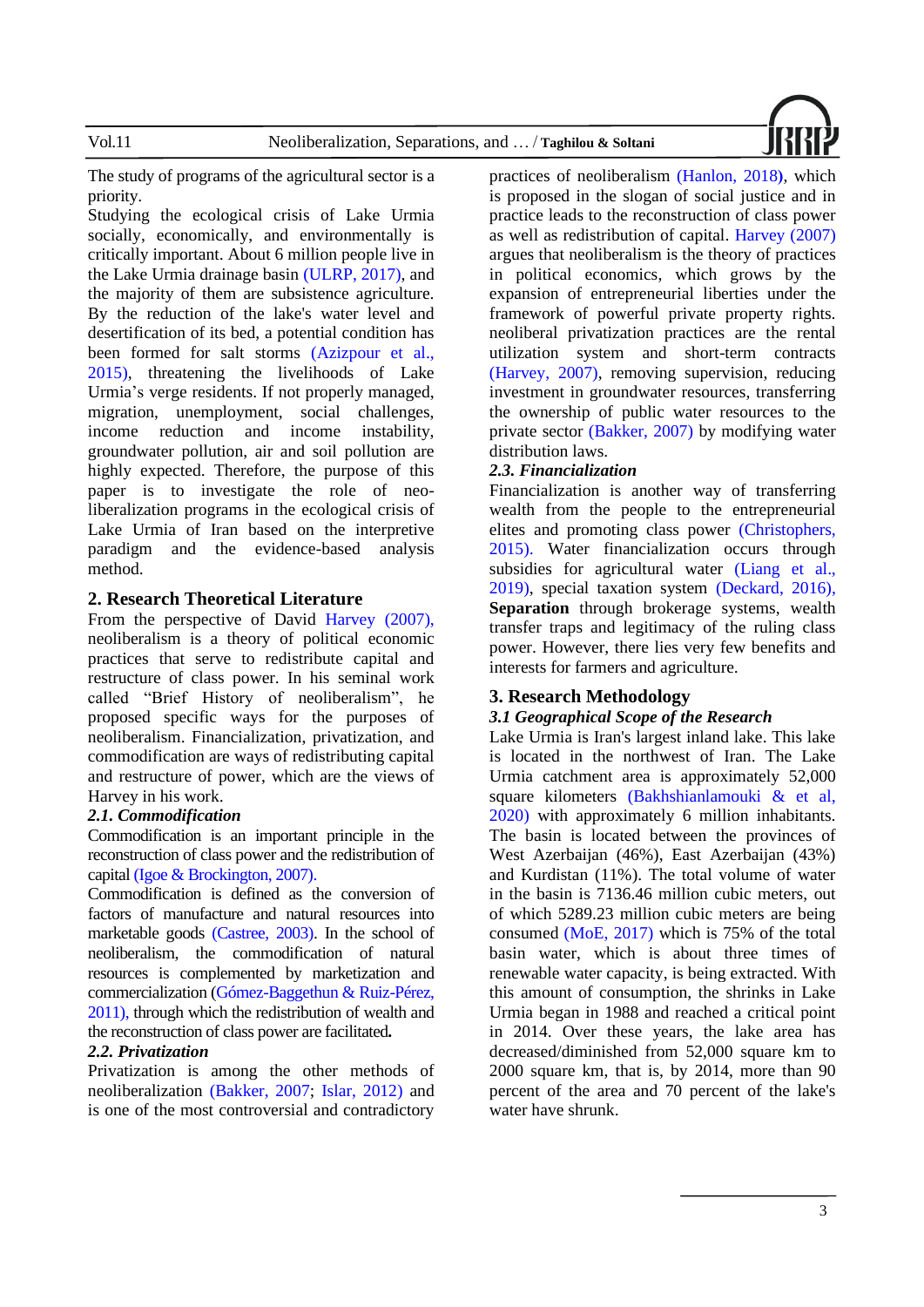The study of programs of the agricultural sector is a priority.

Studying the ecological crisis of Lake Urmia socially, economically, and environmentally is critically important. About 6 million people live in the Lake Urmia drainage basin (ULRP, 2017), and the majority of them are subsistence agriculture. By the reduction of the lake's water level and desertification of its bed, a potential condition has been formed for salt storms (Azizpour et al., 2015), threatening the livelihoods of Lake Urmia's verge residents. If not properly managed, migration, unemployment, social challenges, income reduction and income instability, groundwater pollution, air and soil pollution are highly expected. Therefore, the purpose of this paper is to investigate the role of neo-liberalization programs in the ecological crisis of Lake Urmia of Iran based on the interpretive paradigm and the evidence-based analysis method.

## 2. Research Theoretical Literature

From the perspective of David Harvey (2007), neoliberalism is a theory of political economic practices that serve to redistribute capital and restructure of class power. In his seminal work called "Brief History of neoliberalism", he proposed specific ways for the purposes of neoliberalism. Financialization, privatization, and commodification are ways of redistributing capital and restructure of power, which are the views of Harvey in his work.

### *2.1. Commodification*

Commodification is an important principle in the reconstruction of class power and the redistribution of capital (Igoe & Brockington, 2007).

Commodification is defined as the conversion of factors of manufacture and natural resources into marketable goods (Castree, 2003). In the school of neoliberalism, the commodification of natural resources is complemented by marketization and commercialization (Gómez-Baggethun & Ruiz-Pérez, 2011), through which the redistribution of wealth and the reconstruction of class power are facilitated**.**

### *2.2. Privatization*

Privatization is among the other methods of neoliberalization (Bakker, 2007; Islar, 2012) and is one of the most controversial and contradictory practices of neoliberalism (Hanlon, 2018**)**, which is proposed in the slogan of social justice and in practice leads to the reconstruction of class power as well as redistribution of capital. Harvey (2007) argues that neoliberalism is the theory of practices in political economics, which grows by the expansion of entrepreneurial liberties under the framework of powerful private property rights. neoliberal privatization practices are the rental utilization system and short-term contracts (Harvey, 2007), removing supervision, reducing investment in groundwater resources, transferring the ownership of public water resources to the private sector (Bakker, 2007) by modifying water distribution laws.

### *2.3. Financialization*

Financialization is another way of transferring wealth from the people to the entrepreneurial elites and promoting class power (Christophers, 2015). Water financialization occurs through subsidies for agricultural water (Liang et al., 2019), special taxation system (Deckard, 2016), **Separation** through brokerage systems, wealth transfer traps and legitimacy of the ruling class power. However, there lies very few benefits and interests for farmers and agriculture.

## 3. Research Methodology

### *3.1 Geographical Scope of the Research*

Lake Urmia is Iran's largest inland lake. This lake is located in the northwest of Iran. The Lake Urmia catchment area is approximately 52,000 square kilometers (Bakhshianlamouki & et al, 2020) with approximately 6 million inhabitants. The basin is located between the provinces of West Azerbaijan (46%), East Azerbaijan (43%) and Kurdistan (11%). The total volume of water in the basin is 7136.46 million cubic meters, out of which 5289.23 million cubic meters are being consumed (MoE, 2017) which is 75% of the total basin water, which is about three times of renewable water capacity, is being extracted. With this amount of consumption, the shrinks in Lake Urmia began in 1988 and reached a critical point in 2014. Over these years, the lake area has decreased/diminished from 52,000 square km to 2000 square km, that is, by 2014, more than 90 percent of the area and 70 percent of the lake's water have shrunk.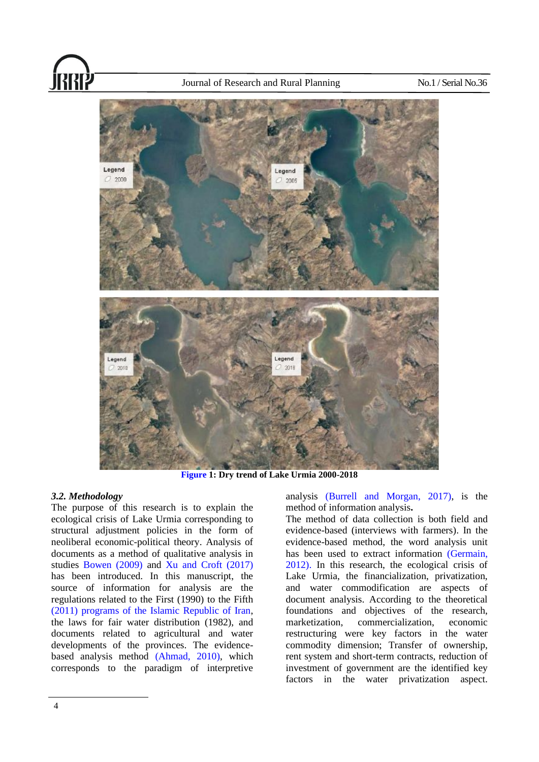Figure 1: Dry trend of Lake Urmia 2000-2018

### 3.2. Methodology

The purpose of this research is to explain the ecological crisis of Lake Urmia corresponding to structural adjustment policies in the form of neoliberal economic-political theory. Analysis of documents as a method of qualitative analysis in studies Bowen (2009) and Xu and Croft (2017) has been introduced. In this manuscript, the source of information for analysis are the regulations related to the First (1990) to the Fifth (2011) programs of the Islamic Republic of Iran, the laws for fair water distribution (1982), and documents related to agricultural and water developments of the provinces. The evidence-based analysis method (Ahmad, 2010), which corresponds to the paradigm of interpretive analysis (Burrell and Morgan, 2017), is the method of information analysis.

The method of data collection is both field and evidence-based (interviews with farmers). In the evidence-based method, the word analysis unit has been used to extract information (Germain, 2012). In this research, the ecological crisis of Lake Urmia, the financialization, privatization, and water commodification are aspects of document analysis. According to the theoretical foundations and objectives of the research, marketization, commercialization, economic restructuring were key factors in the water commodity dimension; Transfer of ownership, rent system and short-term contracts, reduction of investment of government are the identified key factors in the water privatization aspect.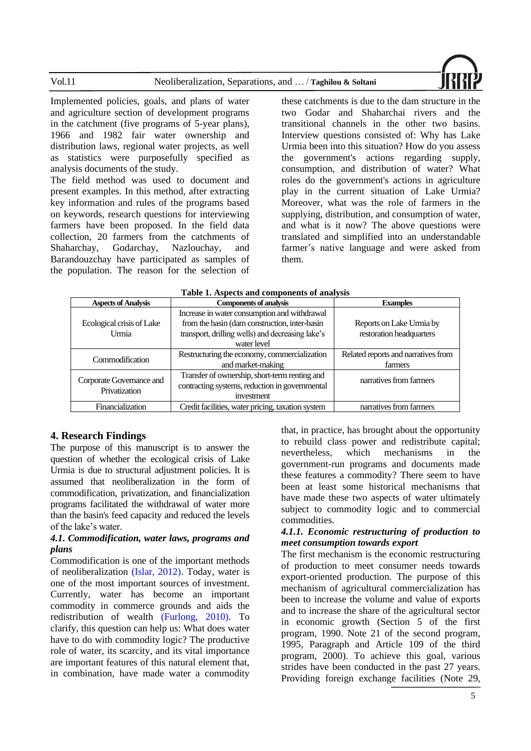Implemented policies, goals, and plans of water and agriculture section of development programs in the catchment (five programs of 5-year plans), 1966 and 1982 fair water ownership and distribution laws, regional water projects, as well as statistics were purposefully specified as analysis documents of the study.

The field method was used to document and present examples. In this method, after extracting key information and rules of the programs based on keywords, research questions for interviewing farmers have been proposed. In the field data collection, 20 farmers from the catchments of Shaharchay, Godarchay, Nazlouchay, and Barandouzchay have participated as samples of the population. The reason for the selection of these catchments is due to the dam structure in the two Godar and Shaharchai rivers and the transitional channels in the other two basins. Interview questions consisted of: Why has Lake Urmia been into this situation? How do you assess the government's actions regarding supply, consumption, and distribution of water? What roles do the government's actions in agriculture play in the current situation of Lake Urmia? Moreover, what was the role of farmers in the supplying, distribution, and consumption of water, and what is it now? The above questions were translated and simplified into an understandable farmer's native language and were asked from them.

**Table 1. Aspects and components of analysis**

| Aspects of Analysis | Components of analysis | Examples |
|---|---|---|
| Ecological crisis of Lake Urmia | Increase in water consumption and withdrawal from the basin (dam construction, inter-basin transport, drilling wells) and decreasing lake's water level | Reports on Lake Urmia by restoration headquarters |
| Commodification | Restructuring the economy, commercialization and market-making | Related reports and narratives from farmers |
| Corporate Governance and Privatization | Transfer of ownership, short-term renting and contracting systems, reduction in governmental investment | narratives from farmers |
| Financialization | Credit facilities, water pricing, taxation system | narratives from farmers |

## 4. Research Findings

The purpose of this manuscript is to answer the question of whether the ecological crisis of Lake Urmia is due to structural adjustment policies. It is assumed that neoliberalization in the form of commodification, privatization, and financialization programs facilitated the withdrawal of water more than the basin's feed capacity and reduced the levels of the lake's water.

### *4.1. Commodification, water laws, programs and plans*

Commodification is one of the important methods of neoliberalization (Islar, 2012). Today, water is one of the most important sources of investment. Currently, water has become an important commodity in commerce grounds and aids the redistribution of wealth (Furlong, 2010). To clarify, this question can help us: What does water have to do with commodity logic? The productive role of water, its scarcity, and its vital importance are important features of this natural element that, in combination, have made water a commodity that, in practice, has brought about the opportunity to rebuild class power and redistribute capital; nevertheless, which mechanisms in the government-run programs and documents made these features a commodity? There seem to have been at least some historical mechanisms that have made these two aspects of water ultimately subject to commodity logic and to commercial commodities.

#### *4.1.1. Economic restructuring of production to meet consumption towards export*

The first mechanism is the economic restructuring of production to meet consumer needs towards export-oriented production. The purpose of this mechanism of agricultural commercialization has been to increase the volume and value of exports and to increase the share of the agricultural sector in economic growth (Section 5 of the first program, 1990. Note 21 of the second program, 1995, Paragraph and Article 109 of the third program, 2000). To achieve this goal, various strides have been conducted in the past 27 years. Providing foreign exchange facilities (Note 29,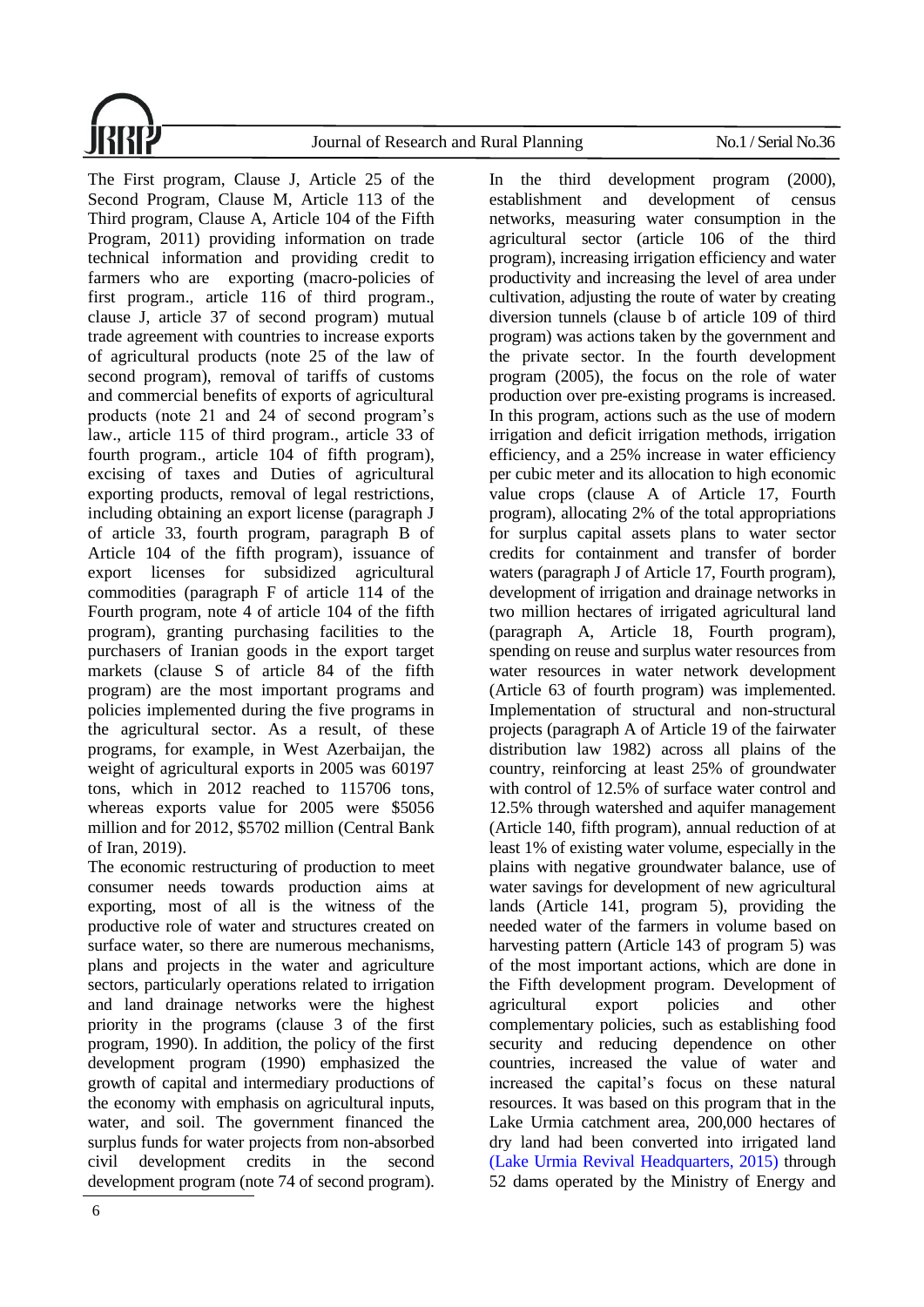The First program, Clause J, Article 25 of the Second Program, Clause M, Article 113 of the Third program, Clause A, Article 104 of the Fifth Program, 2011) providing information on trade technical information and providing credit to farmers who are exporting (macro-policies of first program., article 116 of third program., clause J, article 37 of second program) mutual trade agreement with countries to increase exports of agricultural products (note 25 of the law of second program), removal of tariffs of customs and commercial benefits of exports of agricultural products (note 21 and 24 of second program's law., article 115 of third program., article 33 of fourth program., article 104 of fifth program), excising of taxes and Duties of agricultural exporting products, removal of legal restrictions, including obtaining an export license (paragraph J of article 33, fourth program, paragraph B of Article 104 of the fifth program), issuance of export licenses for subsidized agricultural commodities (paragraph F of article 114 of the Fourth program, note 4 of article 104 of the fifth program), granting purchasing facilities to the purchasers of Iranian goods in the export target markets (clause S of article 84 of the fifth program) are the most important programs and policies implemented during the five programs in the agricultural sector. As a result, of these programs, for example, in West Azerbaijan, the weight of agricultural exports in 2005 was 60197 tons, which in 2012 reached to 115706 tons, whereas exports value for 2005 were $5056 million and for 2012, $5702 million (Central Bank of Iran, 2019).

The economic restructuring of production to meet consumer needs towards production aims at exporting, most of all is the witness of the productive role of water and structures created on surface water, so there are numerous mechanisms, plans and projects in the water and agriculture sectors, particularly operations related to irrigation and land drainage networks were the highest priority in the programs (clause 3 of the first program, 1990). In addition, the policy of the first development program (1990) emphasized the growth of capital and intermediary productions of the economy with emphasis on agricultural inputs, water, and soil. The government financed the surplus funds for water projects from non-absorbed civil development credits in the second development program (note 74 of second program).

In the third development program (2000), establishment and development of census networks, measuring water consumption in the agricultural sector (article 106 of the third program), increasing irrigation efficiency and water productivity and increasing the level of area under cultivation, adjusting the route of water by creating diversion tunnels (clause b of article 109 of third program) was actions taken by the government and the private sector. In the fourth development program (2005), the focus on the role of water production over pre-existing programs is increased. In this program, actions such as the use of modern irrigation and deficit irrigation methods, irrigation efficiency, and a 25% increase in water efficiency per cubic meter and its allocation to high economic value crops (clause A of Article 17, Fourth program), allocating 2% of the total appropriations for surplus capital assets plans to water sector credits for containment and transfer of border waters (paragraph J of Article 17, Fourth program), development of irrigation and drainage networks in two million hectares of irrigated agricultural land (paragraph A, Article 18, Fourth program), spending on reuse and surplus water resources from water resources in water network development (Article 63 of fourth program) was implemented. Implementation of structural and non-structural projects (paragraph A of Article 19 of the fairwater distribution law 1982) across all plains of the country, reinforcing at least 25% of groundwater with control of 12.5% of surface water control and 12.5% through watershed and aquifer management (Article 140, fifth program), annual reduction of at least 1% of existing water volume, especially in the plains with negative groundwater balance, use of water savings for development of new agricultural lands (Article 141, program 5), providing the needed water of the farmers in volume based on harvesting pattern (Article 143 of program 5) was of the most important actions, which are done in the Fifth development program. Development of agricultural export policies and other complementary policies, such as establishing food security and reducing dependence on other countries, increased the value of water and increased the capital's focus on these natural resources. It was based on this program that in the Lake Urmia catchment area, 200,000 hectares of dry land had been converted into irrigated land (Lake Urmia Revival Headquarters, 2015) through 52 dams operated by the Ministry of Energy and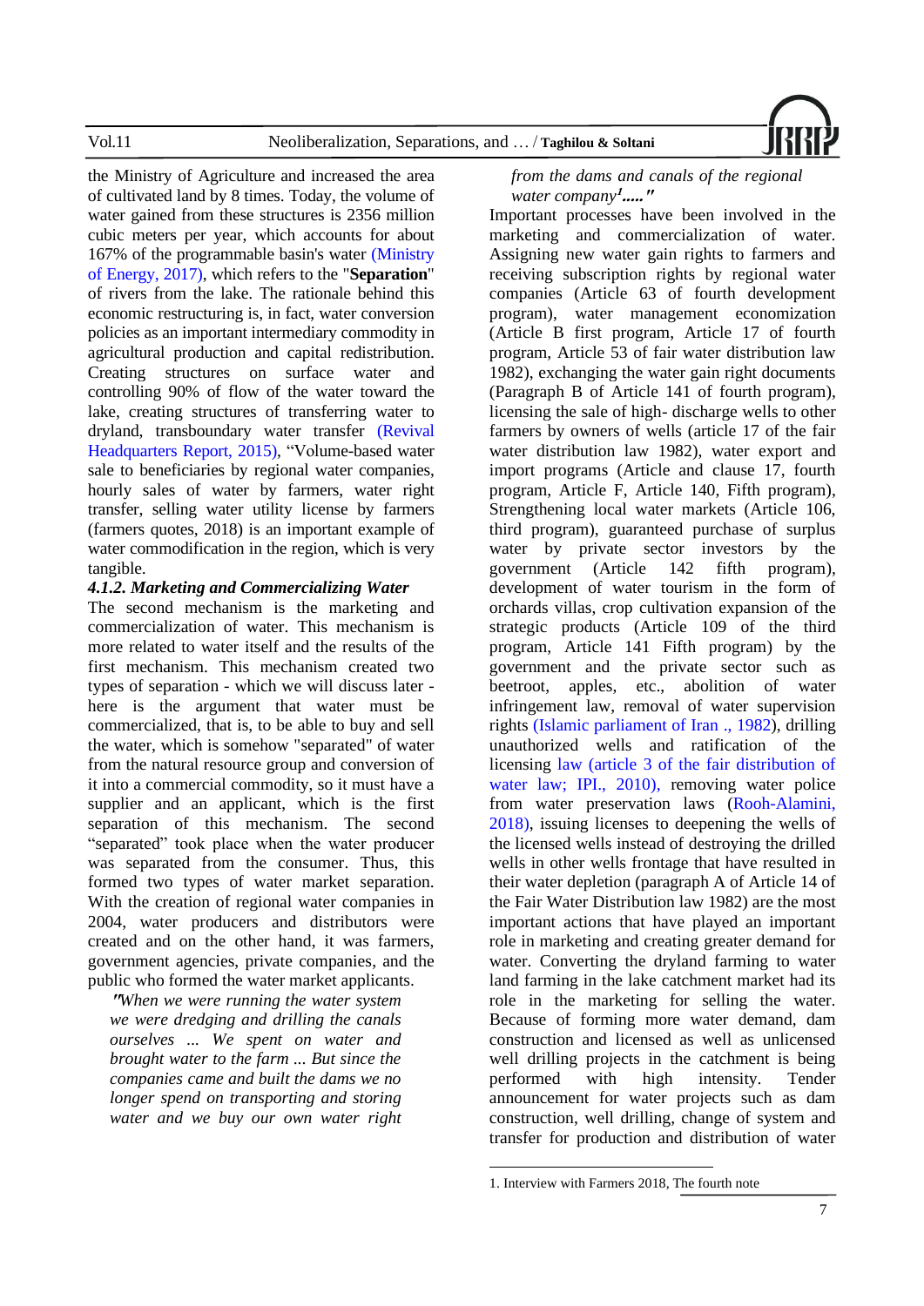the Ministry of Agriculture and increased the area of cultivated land by 8 times. Today, the volume of water gained from these structures is 2356 million cubic meters per year, which accounts for about 167% of the programmable basin's water (Ministry of Energy, 2017), which refers to the "**Separation**" of rivers from the lake. The rationale behind this economic restructuring is, in fact, water conversion policies as an important intermediary commodity in agricultural production and capital redistribution. Creating structures on surface water and controlling 90% of flow of the water toward the lake, creating structures of transferring water to dryland, transboundary water transfer (Revival Headquarters Report, 2015), "Volume-based water sale to beneficiaries by regional water companies, hourly sales of water by farmers, water right transfer, selling water utility license by farmers (farmers quotes, 2018) is an important example of water commodification in the region, which is very tangible.

#### *4.1.2. Marketing and Commercializing Water*

The second mechanism is the marketing and commercialization of water. This mechanism is more related to water itself and the results of the first mechanism. This mechanism created two types of separation - which we will discuss later - here is the argument that water must be commercialized, that is, to be able to buy and sell the water, which is somehow "separated" of water from the natural resource group and conversion of it into a commercial commodity, so it must have a supplier and an applicant, which is the first separation of this mechanism. The second "separated" took place when the water producer was separated from the consumer. Thus, this formed two types of water market separation. With the creation of regional water companies in 2004, water producers and distributors were created and on the other hand, it was farmers, government agencies, private companies, and the public who formed the water market applicants.

> *"When we were running the water system we were dredging and drilling the canals ourselves ... We spent on water and brought water to the farm ... But since the companies came and built the dams we no longer spend on transporting and storing water and we buy our own water right from the dams and canals of the regional water company[1]....."*

Important processes have been involved in the marketing and commercialization of water. Assigning new water gain rights to farmers and receiving subscription rights by regional water companies (Article 63 of fourth development program), water management economization (Article B first program, Article 17 of fourth program, Article 53 of fair water distribution law 1982), exchanging the water gain right documents (Paragraph B of Article 141 of fourth program), licensing the sale of high- discharge wells to other farmers by owners of wells (article 17 of the fair water distribution law 1982), water export and import programs (Article and clause 17, fourth program, Article F, Article 140, Fifth program), Strengthening local water markets (Article 106, third program), guaranteed purchase of surplus water by private sector investors by the government (Article 142 fifth program), development of water tourism in the form of orchards villas, crop cultivation expansion of the strategic products (Article 109 of the third program, Article 141 Fifth program) by the government and the private sector such as beetroot, apples, etc., abolition of water infringement law, removal of water supervision rights (Islamic parliament of Iran ., 1982), drilling unauthorized wells and ratification of the licensing law (article 3 of the fair distribution of water law; IPI., 2010), removing water police from water preservation laws (Rooh-Alamini, 2018), issuing licenses to deepening the wells of the licensed wells instead of destroying the drilled wells in other wells frontage that have resulted in their water depletion (paragraph A of Article 14 of the Fair Water Distribution law 1982) are the most important actions that have played an important role in marketing and creating greater demand for water. Converting the dryland farming to water land farming in the lake catchment market had its role in the marketing for selling the water. Because of forming more water demand, dam construction and licensed as well as unlicensed well drilling projects in the catchment is being performed with high intensity. Tender announcement for water projects such as dam construction, well drilling, change of system and transfer for production and distribution of water

---

1. Interview with Farmers 2018, The fourth note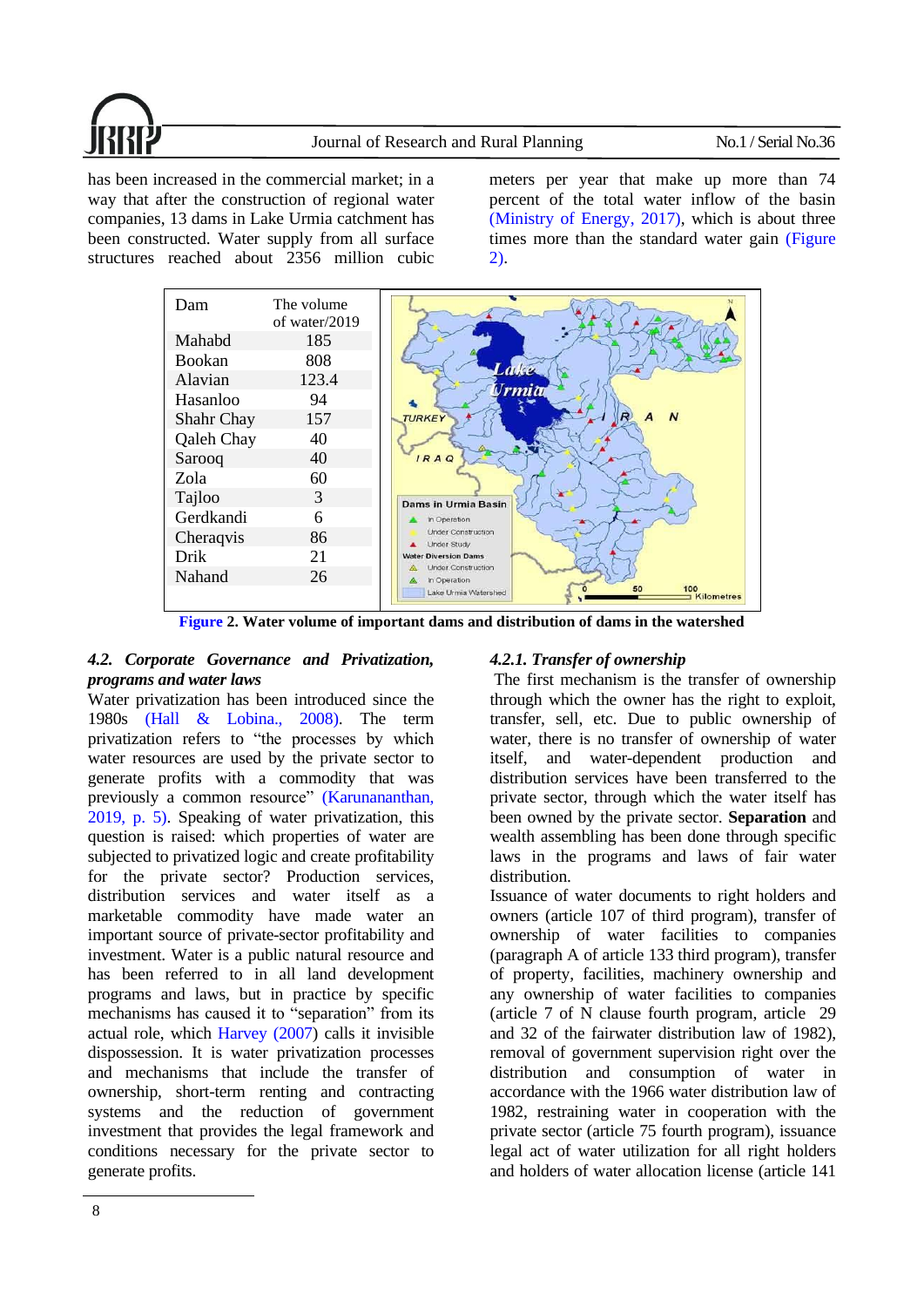has been increased in the commercial market; in a way that after the construction of regional water companies, 13 dams in Lake Urmia catchment has been constructed. Water supply from all surface structures reached about 2356 million cubic meters per year that make up more than 74 percent of the total water inflow of the basin (Ministry of Energy, 2017), which is about three times more than the standard water gain (Figure 2).

| Dam | The volume of water/2019 |
|---|---|
| Mahabd | 185 |
| Bookan | 808 |
| Alavian | 123.4 |
| Hasanloo | 94 |
| Shahr Chay | 157 |
| Qaleh Chay | 40 |
| Sarooq | 40 |
| Zola | 60 |
| Tajloo | 3 |
| Gerdkandi | 6 |
| Cheraqvis | 86 |
| Drik | 21 |
| Nahand | 26 |

**Figure 2. Water volume of important dams and distribution of dams in the watershed**

### *4.2. Corporate Governance and Privatization, programs and water laws*

Water privatization has been introduced since the 1980s (Hall & Lobina., 2008). The term privatization refers to "the processes by which water resources are used by the private sector to generate profits with a commodity that was previously a common resource" (Karunananthan, 2019, p. 5). Speaking of water privatization, this question is raised: which properties of water are subjected to privatized logic and create profitability for the private sector? Production services, distribution services and water itself as a marketable commodity have made water an important source of private-sector profitability and investment. Water is a public natural resource and has been referred to in all land development programs and laws, but in practice by specific mechanisms has caused it to "separation" from its actual role, which Harvey (2007) calls it invisible dispossession. It is water privatization processes and mechanisms that include the transfer of ownership, short-term renting and contracting systems and the reduction of government investment that provides the legal framework and conditions necessary for the private sector to generate profits.

#### *4.2.1. Transfer of ownership*

The first mechanism is the transfer of ownership through which the owner has the right to exploit, transfer, sell, etc. Due to public ownership of water, there is no transfer of ownership of water itself, and water-dependent production and distribution services have been transferred to the private sector, through which the water itself has been owned by the private sector. **Separation** and wealth assembling has been done through specific laws in the programs and laws of fair water distribution.

Issuance of water documents to right holders and owners (article 107 of third program), transfer of ownership of water facilities to companies (paragraph A of article 133 third program), transfer of property, facilities, machinery ownership and any ownership of water facilities to companies (article 7 of N clause fourth program, article 29 and 32 of the fairwater distribution law of 1982), removal of government supervision right over the distribution and consumption of water in accordance with the 1966 water distribution law of 1982, restraining water in cooperation with the private sector (article 75 fourth program), issuance legal act of water utilization for all right holders and holders of water allocation license (article 141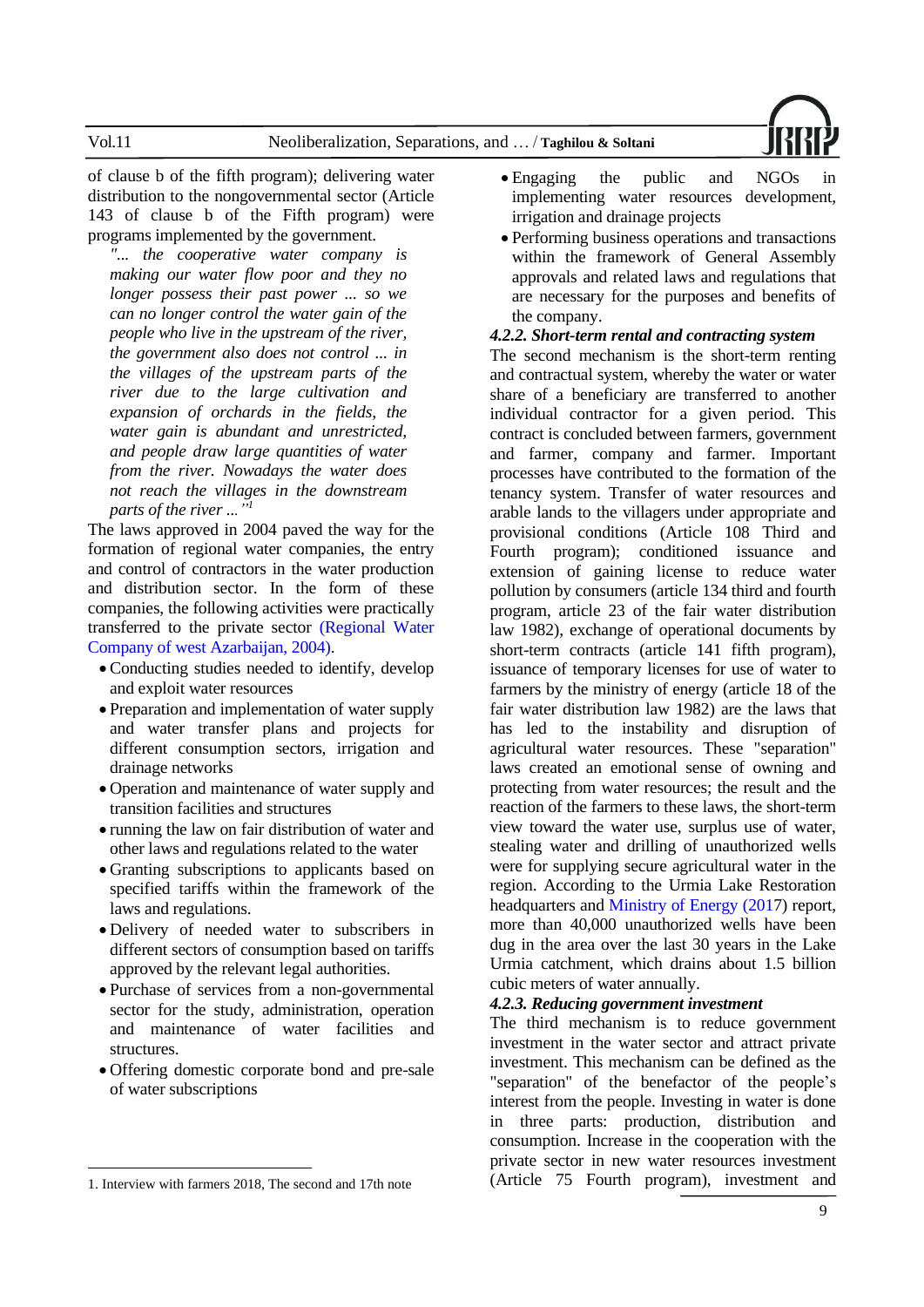of clause b of the fifth program); delivering water distribution to the nongovernmental sector (Article 143 of clause b of the Fifth program) were programs implemented by the government.

> *"... the cooperative water company is making our water flow poor and they no longer possess their past power ... so we can no longer control the water gain of the people who live in the upstream of the river, the government also does not control ... in the villages of the upstream parts of the river due to the large cultivation and expansion of orchards in the fields, the water gain is abundant and unrestricted, and people draw large quantities of water from the river. Nowadays the water does not reach the villages in the downstream parts of the river ..."*[1]

The laws approved in 2004 paved the way for the formation of regional water companies, the entry and control of contractors in the water production and distribution sector. In the form of these companies, the following activities were practically transferred to the private sector (Regional Water Company of west Azarbaijan, 2004).

- Conducting studies needed to identify, develop and exploit water resources
- Preparation and implementation of water supply and water transfer plans and projects for different consumption sectors, irrigation and drainage networks
- Operation and maintenance of water supply and transition facilities and structures
- running the law on fair distribution of water and other laws and regulations related to the water
- Granting subscriptions to applicants based on specified tariffs within the framework of the laws and regulations.
- Delivery of needed water to subscribers in different sectors of consumption based on tariffs approved by the relevant legal authorities.
- Purchase of services from a non-governmental sector for the study, administration, operation and maintenance of water facilities and structures.
- Offering domestic corporate bond and pre-sale of water subscriptions
- Engaging the public and NGOs in implementing water resources development, irrigation and drainage projects
- Performing business operations and transactions within the framework of General Assembly approvals and related laws and regulations that are necessary for the purposes and benefits of the company.

#### *4.2.2. Short-term rental and contracting system*

The second mechanism is the short-term renting and contractual system, whereby the water or water share of a beneficiary are transferred to another individual contractor for a given period. This contract is concluded between farmers, government and farmer, company and farmer. Important processes have contributed to the formation of the tenancy system. Transfer of water resources and arable lands to the villagers under appropriate and provisional conditions (Article 108 Third and Fourth program); conditioned issuance and extension of gaining license to reduce water pollution by consumers (article 134 third and fourth program, article 23 of the fair water distribution law 1982), exchange of operational documents by short-term contracts (article 141 fifth program), issuance of temporary licenses for use of water to farmers by the ministry of energy (article 18 of the fair water distribution law 1982) are the laws that has led to the instability and disruption of agricultural water resources. These "separation" laws created an emotional sense of owning and protecting from water resources; the result and the reaction of the farmers to these laws, the short-term view toward the water use, surplus use of water, stealing water and drilling of unauthorized wells were for supplying secure agricultural water in the region. According to the Urmia Lake Restoration headquarters and Ministry of Energy (2017) report, more than 40,000 unauthorized wells have been dug in the area over the last 30 years in the Lake Urmia catchment, which drains about 1.5 billion cubic meters of water annually.

#### *4.2.3. Reducing government investment*

The third mechanism is to reduce government investment in the water sector and attract private investment. This mechanism can be defined as the "separation" of the benefactor of the people's interest from the people. Investing in water is done in three parts: production, distribution and consumption. Increase in the cooperation with the private sector in new water resources investment (Article 75 Fourth program), investment and

---

1. Interview with farmers 2018, The second and 17th note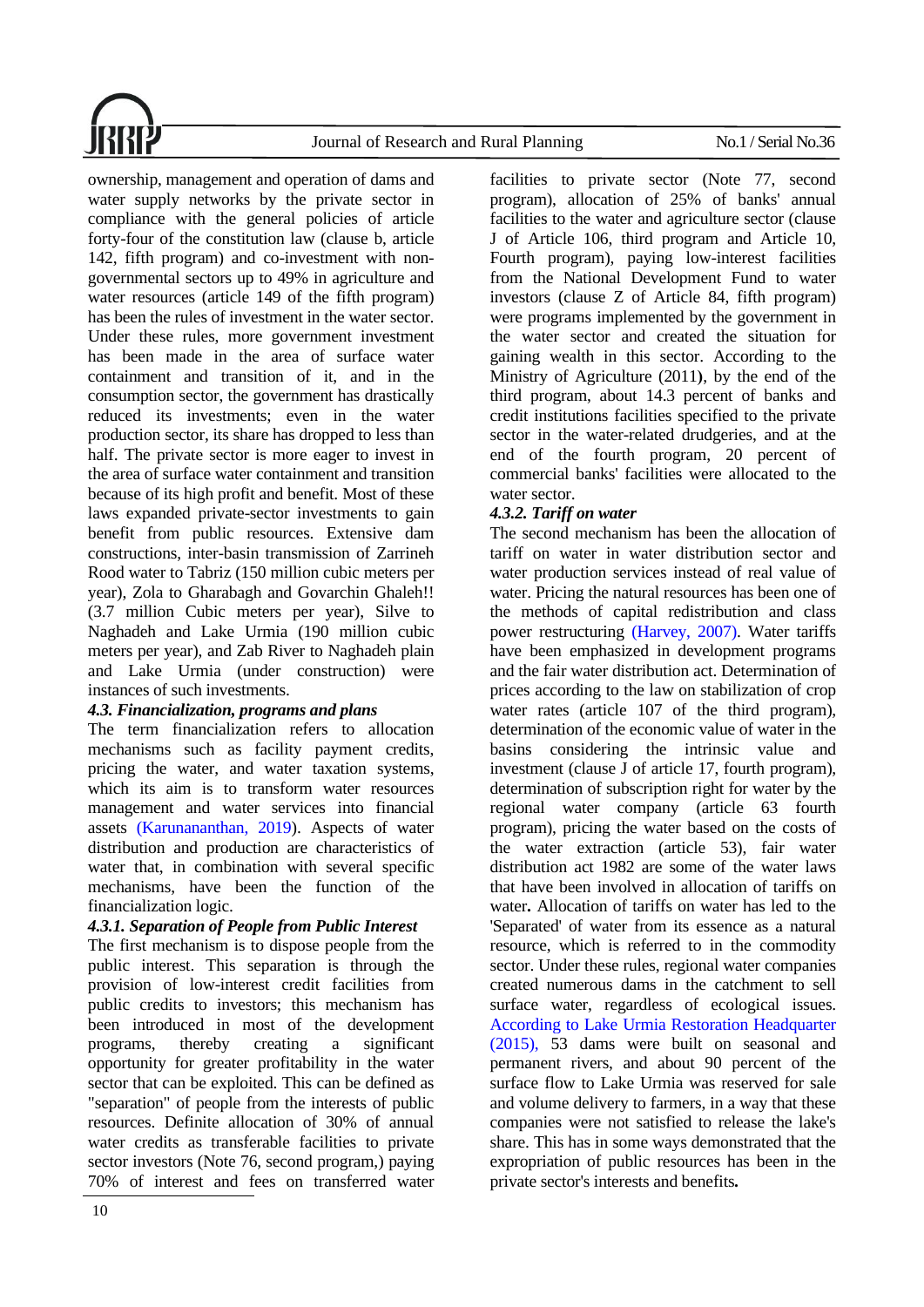ownership, management and operation of dams and water supply networks by the private sector in compliance with the general policies of article forty-four of the constitution law (clause b, article 142, fifth program) and co-investment with non-governmental sectors up to 49% in agriculture and water resources (article 149 of the fifth program) has been the rules of investment in the water sector. Under these rules, more government investment has been made in the area of surface water containment and transition of it, and in the consumption sector, the government has drastically reduced its investments; even in the water production sector, its share has dropped to less than half. The private sector is more eager to invest in the area of surface water containment and transition because of its high profit and benefit. Most of these laws expanded private-sector investments to gain benefit from public resources. Extensive dam constructions, inter-basin transmission of Zarrineh Rood water to Tabriz (150 million cubic meters per year), Zola to Gharabagh and Govarchin Ghaleh!! (3.7 million Cubic meters per year), Silve to Naghadeh and Lake Urmia (190 million cubic meters per year), and Zab River to Naghadeh plain and Lake Urmia (under construction) were instances of such investments.

### *4.3. Financialization, programs and plans*

The term financialization refers to allocation mechanisms such as facility payment credits, pricing the water, and water taxation systems, which its aim is to transform water resources management and water services into financial assets (Karunananthan, 2019). Aspects of water distribution and production are characteristics of water that, in combination with several specific mechanisms, have been the function of the financialization logic.

#### *4.3.1. Separation of People from Public Interest*

The first mechanism is to dispose people from the public interest. This separation is through the provision of low-interest credit facilities from public credits to investors; this mechanism has been introduced in most of the development programs, thereby creating a significant opportunity for greater profitability in the water sector that can be exploited. This can be defined as "separation" of people from the interests of public resources. Definite allocation of 30% of annual water credits as transferable facilities to private sector investors (Note 76, second program,) paying 70% of interest and fees on transferred water facilities to private sector (Note 77, second program), allocation of 25% of banks' annual facilities to the water and agriculture sector (clause J of Article 106, third program and Article 10, Fourth program), paying low-interest facilities from the National Development Fund to water investors (clause Z of Article 84, fifth program) were programs implemented by the government in the water sector and created the situation for gaining wealth in this sector. According to the Ministry of Agriculture (2011), by the end of the third program, about 14.3 percent of banks and credit institutions facilities specified to the private sector in the water-related drudgeries, and at the end of the fourth program, 20 percent of commercial banks' facilities were allocated to the water sector.

#### *4.3.2. Tariff on water*

The second mechanism has been the allocation of tariff on water in water distribution sector and water production services instead of real value of water. Pricing the natural resources has been one of the methods of capital redistribution and class power restructuring (Harvey, 2007). Water tariffs have been emphasized in development programs and the fair water distribution act. Determination of prices according to the law on stabilization of crop water rates (article 107 of the third program), determination of the economic value of water in the basins considering the intrinsic value and investment (clause J of article 17, fourth program), determination of subscription right for water by the regional water company (article 63 fourth program), pricing the water based on the costs of the water extraction (article 53), fair water distribution act 1982 are some of the water laws that have been involved in allocation of tariffs on water**.** Allocation of tariffs on water has led to the 'Separated' of water from its essence as a natural resource, which is referred to in the commodity sector. Under these rules, regional water companies created numerous dams in the catchment to sell surface water, regardless of ecological issues. According to Lake Urmia Restoration Headquarter (2015), 53 dams were built on seasonal and permanent rivers, and about 90 percent of the surface flow to Lake Urmia was reserved for sale and volume delivery to farmers, in a way that these companies were not satisfied to release the lake's share. This has in some ways demonstrated that the expropriation of public resources has been in the private sector's interests and benefits**.**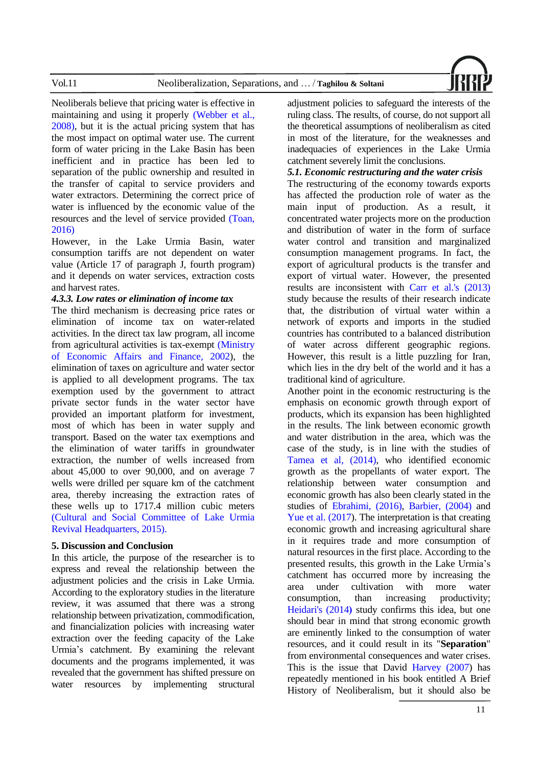Neoliberals believe that pricing water is effective in maintaining and using it properly (Webber et al., 2008), but it is the actual pricing system that has the most impact on optimal water use. The current form of water pricing in the Lake Basin has been inefficient and in practice has been led to separation of the public ownership and resulted in the transfer of capital to service providers and water extractors. Determining the correct price of water is influenced by the economic value of the resources and the level of service provided (Toan, 2016)

However, in the Lake Urmia Basin, water consumption tariffs are not dependent on water value (Article 17 of paragraph J, fourth program) and it depends on water services, extraction costs and harvest rates.

#### *4.3.3. Low rates or elimination of income tax*

The third mechanism is decreasing price rates or elimination of income tax on water-related activities. In the direct tax law program, all income from agricultural activities is tax-exempt (Ministry of Economic Affairs and Finance, 2002), the elimination of taxes on agriculture and water sector is applied to all development programs. The tax exemption used by the government to attract private sector funds in the water sector have provided an important platform for investment, most of which has been in water supply and transport. Based on the water tax exemptions and the elimination of water tariffs in groundwater extraction, the number of wells increased from about 45,000 to over 90,000, and on average 7 wells were drilled per square km of the catchment area, thereby increasing the extraction rates of these wells up to 1717.4 million cubic meters (Cultural and Social Committee of Lake Urmia Revival Headquarters, 2015).

## 5. Discussion and Conclusion

In this article, the purpose of the researcher is to express and reveal the relationship between the adjustment policies and the crisis in Lake Urmia. According to the exploratory studies in the literature review, it was assumed that there was a strong relationship between privatization, commodification, and financialization policies with increasing water extraction over the feeding capacity of the Lake Urmia's catchment. By examining the relevant documents and the programs implemented, it was revealed that the government has shifted pressure on water resources by implementing structural adjustment policies to safeguard the interests of the ruling class. The results, of course, do not support all the theoretical assumptions of neoliberalism as cited in most of the literature, for the weaknesses and inadequacies of experiences in the Lake Urmia catchment severely limit the conclusions.

### *5.1. Economic restructuring and the water crisis*

The restructuring of the economy towards exports has affected the production role of water as the main input of production. As a result, it concentrated water projects more on the production and distribution of water in the form of surface water control and transition and marginalized consumption management programs. In fact, the export of agricultural products is the transfer and export of virtual water. However, the presented results are inconsistent with Carr et al.'s (2013) study because the results of their research indicate that, the distribution of virtual water within a network of exports and imports in the studied countries has contributed to a balanced distribution of water across different geographic regions. However, this result is a little puzzling for Iran, which lies in the dry belt of the world and it has a traditional kind of agriculture.

Another point in the economic restructuring is the emphasis on economic growth through export of products, which its expansion has been highlighted in the results. The link between economic growth and water distribution in the area, which was the case of the study, is in line with the studies of Tamea et al, (2014), who identified economic growth as the propellants of water export. The relationship between water consumption and economic growth has also been clearly stated in the studies of Ebrahimi, (2016), Barbier, (2004) and Yue et al. (2017). The interpretation is that creating economic growth and increasing agricultural share in it requires trade and more consumption of natural resources in the first place. According to the presented results, this growth in the Lake Urmia's catchment has occurred more by increasing the area under cultivation with more water consumption, than increasing productivity; Heidari's (2014) study confirms this idea, but one should bear in mind that strong economic growth are eminently linked to the consumption of water resources, and it could result in its "**Separation**" from environmental consequences and water crises. This is the issue that David Harvey (2007) has repeatedly mentioned in his book entitled A Brief History of Neoliberalism, but it should also be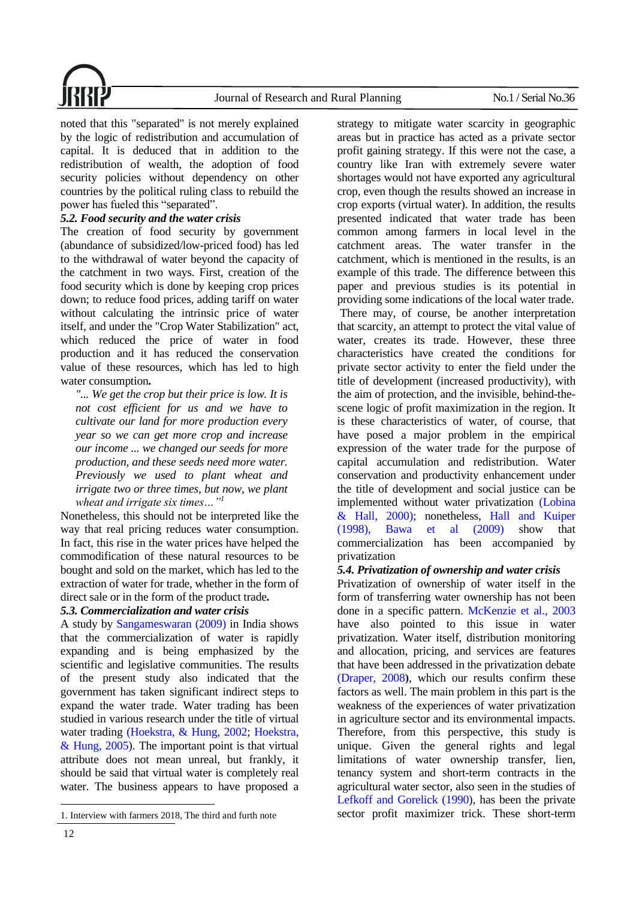noted that this "separated" is not merely explained by the logic of redistribution and accumulation of capital. It is deduced that in addition to the redistribution of wealth, the adoption of food security policies without dependency on other countries by the political ruling class to rebuild the power has fueled this "separated".

### 5.2. Food security and the water crisis

The creation of food security by government (abundance of subsidized/low-priced food) has led to the withdrawal of water beyond the capacity of the catchment in two ways. First, creation of the food security which is done by keeping crop prices down; to reduce food prices, adding tariff on water without calculating the intrinsic price of water itself, and under the "Crop Water Stabilization" act, which reduced the price of water in food production and it has reduced the conservation value of these resources, which has led to high water consumption**.**

> *"... We get the crop but their price is low. It is not cost efficient for us and we have to cultivate our land for more production every year so we can get more crop and increase our income ... we changed our seeds for more production, and these seeds need more water. Previously we used to plant wheat and irrigate two or three times, but now, we plant wheat and irrigate six times…"*[1]

Nonetheless, this should not be interpreted like the way that real pricing reduces water consumption. In fact, this rise in the water prices have helped the commodification of these natural resources to be bought and sold on the market, which has led to the extraction of water for trade, whether in the form of direct sale or in the form of the product trade**.**

### 5.3. Commercialization and water crisis

A study by Sangameswaran (2009) in India shows that the commercialization of water is rapidly expanding and is being emphasized by the scientific and legislative communities. The results of the present study also indicated that the government has taken significant indirect steps to expand the water trade. Water trading has been studied in various research under the title of virtual water trading (Hoekstra, & Hung, 2002; Hoekstra, & Hung, 2005). The important point is that virtual attribute does not mean unreal, but frankly, it should be said that virtual water is completely real water. The business appears to have proposed a strategy to mitigate water scarcity in geographic areas but in practice has acted as a private sector profit gaining strategy. If this were not the case, a country like Iran with extremely severe water shortages would not have exported any agricultural crop, even though the results showed an increase in crop exports (virtual water). In addition, the results presented indicated that water trade has been common among farmers in local level in the catchment areas. The water transfer in the catchment, which is mentioned in the results, is an example of this trade. The difference between this paper and previous studies is its potential in providing some indications of the local water trade.

There may, of course, be another interpretation that scarcity, an attempt to protect the vital value of water, creates its trade. However, these three characteristics have created the conditions for private sector activity to enter the field under the title of development (increased productivity), with the aim of protection, and the invisible, behind-the-scene logic of profit maximization in the region. It is these characteristics of water, of course, that have posed a major problem in the empirical expression of the water trade for the purpose of capital accumulation and redistribution. Water conservation and productivity enhancement under the title of development and social justice can be implemented without water privatization (Lobina & Hall, 2000); nonetheless, Hall and Kuiper (1998), Bawa et al (2009) show that commercialization has been accompanied by privatization

### 5.4. Privatization of ownership and water crisis

Privatization of ownership of water itself in the form of transferring water ownership has not been done in a specific pattern. McKenzie et al., 2003 have also pointed to this issue in water privatization. Water itself, distribution monitoring and allocation, pricing, and services are features that have been addressed in the privatization debate (Draper, 2008), which our results confirm these factors as well. The main problem in this part is the weakness of the experiences of water privatization in agriculture sector and its environmental impacts. Therefore, from this perspective, this study is unique. Given the general rights and legal limitations of water ownership transfer, lien, tenancy system and short-term contracts in the agricultural water sector, also seen in the studies of Lefkoff and Gorelick (1990), has been the private sector profit maximizer trick. These short-term

---

1. Interview with farmers 2018, The third and furth note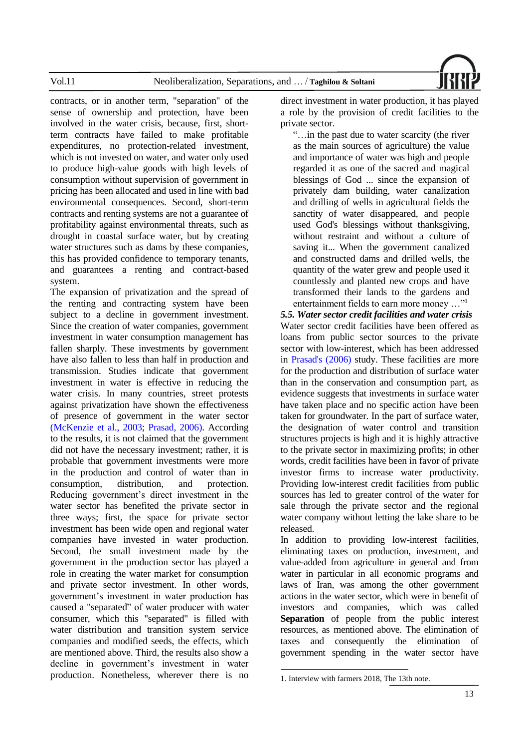contracts, or in another term, "separation" of the sense of ownership and protection, have been involved in the water crisis, because, first, short-term contracts have failed to make profitable expenditures, no protection-related investment, which is not invested on water, and water only used to produce high-value goods with high levels of consumption without supervision of government in pricing has been allocated and used in line with bad environmental consequences. Second, short-term contracts and renting systems are not a guarantee of profitability against environmental threats, such as drought in coastal surface water, but by creating water structures such as dams by these companies, this has provided confidence to temporary tenants, and guarantees a renting and contract-based system.

The expansion of privatization and the spread of the renting and contracting system have been subject to a decline in government investment. Since the creation of water companies, government investment in water consumption management has fallen sharply. These investments by government have also fallen to less than half in production and transmission. Studies indicate that government investment in water is effective in reducing the water crisis. In many countries, street protests against privatization have shown the effectiveness of presence of government in the water sector (McKenzie et al., 2003; Prasad, 2006). According to the results, it is not claimed that the government did not have the necessary investment; rather, it is probable that government investments were more in the production and control of water than in consumption, distribution, and protection. Reducing government's direct investment in the water sector has benefited the private sector in three ways; first, the space for private sector investment has been wide open and regional water companies have invested in water production. Second, the small investment made by the government in the production sector has played a role in creating the water market for consumption and private sector investment. In other words, government's investment in water production has caused a "separated" of water producer with water consumer, which this "separated" is filled with water distribution and transition system service companies and modified seeds, the effects, which are mentioned above. Third, the results also show a decline in government's investment in water production. Nonetheless, wherever there is no direct investment in water production, it has played a role by the provision of credit facilities to the private sector.

> "…in the past due to water scarcity (the river as the main sources of agriculture) the value and importance of water was high and people regarded it as one of the sacred and magical blessings of God ... since the expansion of privately dam building, water canalization and drilling of wells in agricultural fields the sanctity of water disappeared, and people used God's blessings without thanksgiving, without restraint and without a culture of saving it... When the government canalized and constructed dams and drilled wells, the quantity of the water grew and people used it countlessly and planted new crops and have transformed their lands to the gardens and entertainment fields to earn more money …"[1]

### *5.5. Water sector credit facilities and water crisis*

Water sector credit facilities have been offered as loans from public sector sources to the private sector with low-interest, which has been addressed in Prasad's (2006) study. These facilities are more for the production and distribution of surface water than in the conservation and consumption part, as evidence suggests that investments in surface water have taken place and no specific action have been taken for groundwater. In the part of surface water, the designation of water control and transition structures projects is high and it is highly attractive to the private sector in maximizing profits; in other words, credit facilities have been in favor of private investor firms to increase water productivity. Providing low-interest credit facilities from public sources has led to greater control of the water for sale through the private sector and the regional water company without letting the lake share to be released.

In addition to providing low-interest facilities, eliminating taxes on production, investment, and value-added from agriculture in general and from water in particular in all economic programs and laws of Iran, was among the other government actions in the water sector, which were in benefit of investors and companies, which was called **Separation** of people from the public interest resources, as mentioned above. The elimination of taxes and consequently the elimination of government spending in the water sector have

1. Interview with farmers 2018, The 13th note.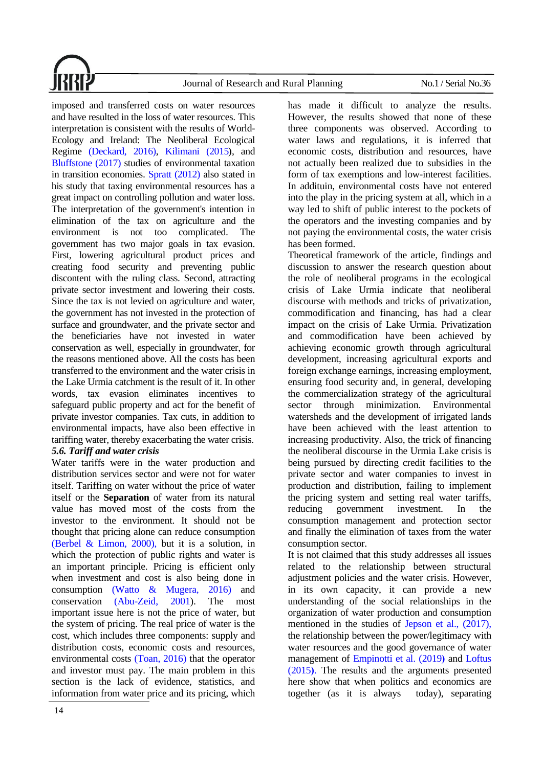imposed and transferred costs on water resources and have resulted in the loss of water resources. This interpretation is consistent with the results of World-Ecology and Ireland: The Neoliberal Ecological Regime (Deckard, 2016), Kilimani (2015), and Bluffstone (2017) studies of environmental taxation in transition economies. Spratt (2012) also stated in his study that taxing environmental resources has a great impact on controlling pollution and water loss. The interpretation of the government's intention in elimination of the tax on agriculture and the environment is not too complicated. The government has two major goals in tax evasion. First, lowering agricultural product prices and creating food security and preventing public discontent with the ruling class. Second, attracting private sector investment and lowering their costs. Since the tax is not levied on agriculture and water, the government has not invested in the protection of surface and groundwater, and the private sector and the beneficiaries have not invested in water conservation as well, especially in groundwater, for the reasons mentioned above. All the costs has been transferred to the environment and the water crisis in the Lake Urmia catchment is the result of it. In other words, tax evasion eliminates incentives to safeguard public property and act for the benefit of private investor companies. Tax cuts, in addition to environmental impacts, have also been effective in tariffing water, thereby exacerbating the water crisis.

### *5.6. Tariff and water crisis*

Water tariffs were in the water production and distribution services sector and were not for water itself. Tariffing on water without the price of water itself or the **Separation** of water from its natural value has moved most of the costs from the investor to the environment. It should not be thought that pricing alone can reduce consumption (Berbel & Limon, 2000), but it is a solution, in which the protection of public rights and water is an important principle. Pricing is efficient only when investment and cost is also being done in consumption (Watto & Mugera, 2016) and conservation (Abu-Zeid, 2001). The most important issue here is not the price of water, but the system of pricing. The real price of water is the cost, which includes three components: supply and distribution costs, economic costs and resources, environmental costs (Toan, 2016) that the operator and investor must pay. The main problem in this section is the lack of evidence, statistics, and information from water price and its pricing, which has made it difficult to analyze the results. However, the results showed that none of these three components was observed. According to water laws and regulations, it is inferred that economic costs, distribution and resources, have not actually been realized due to subsidies in the form of tax exemptions and low-interest facilities. In addituin, environmental costs have not entered into the play in the pricing system at all, which in a way led to shift of public interest to the pockets of the operators and the investing companies and by not paying the environmental costs, the water crisis has been formed.

Theoretical framework of the article, findings and discussion to answer the research question about the role of neoliberal programs in the ecological crisis of Lake Urmia indicate that neoliberal discourse with methods and tricks of privatization, commodification and financing, has had a clear impact on the crisis of Lake Urmia. Privatization and commodification have been achieved by achieving economic growth through agricultural development, increasing agricultural exports and foreign exchange earnings, increasing employment, ensuring food security and, in general, developing the commercialization strategy of the agricultural sector through minimization. Environmental watersheds and the development of irrigated lands have been achieved with the least attention to increasing productivity. Also, the trick of financing the neoliberal discourse in the Urmia Lake crisis is being pursued by directing credit facilities to the private sector and water companies to invest in production and distribution, failing to implement the pricing system and setting real water tariffs, reducing government investment. In the consumption management and protection sector and finally the elimination of taxes from the water consumption sector.

It is not claimed that this study addresses all issues related to the relationship between structural adjustment policies and the water crisis. However, in its own capacity, it can provide a new understanding of the social relationships in the organization of water production and consumption mentioned in the studies of Jepson et al., (2017), the relationship between the power/legitimacy with water resources and the good governance of water management of Empinotti et al. (2019) and Loftus (2015). The results and the arguments presented here show that when politics and economics are together (as it is always today), separating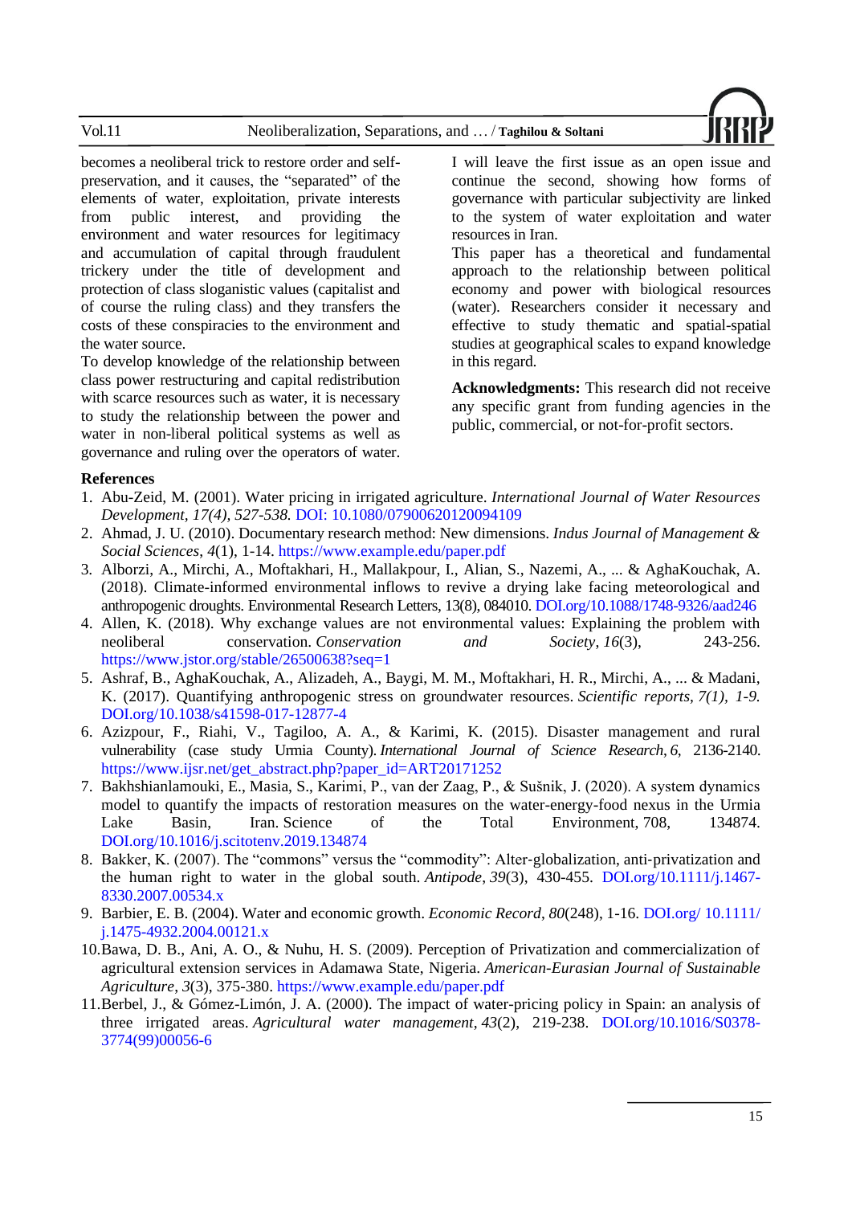becomes a neoliberal trick to restore order and self-preservation, and it causes, the "separated" of the elements of water, exploitation, private interests from public interest, and providing the environment and water resources for legitimacy and accumulation of capital through fraudulent trickery under the title of development and protection of class sloganistic values (capitalist and of course the ruling class) and they transfers the costs of these conspiracies to the environment and the water source.

To develop knowledge of the relationship between class power restructuring and capital redistribution with scarce resources such as water, it is necessary to study the relationship between the power and water in non-liberal political systems as well as governance and ruling over the operators of water. I will leave the first issue as an open issue and continue the second, showing how forms of governance with particular subjectivity are linked to the system of water exploitation and water resources in Iran.

This paper has a theoretical and fundamental approach to the relationship between political economy and power with biological resources (water). Researchers consider it necessary and effective to study thematic and spatial-spatial studies at geographical scales to expand knowledge in this regard.

**Acknowledgments:** This research did not receive any specific grant from funding agencies in the public, commercial, or not-for-profit sectors.

**References**

1. Abu-Zeid, M. (2001). Water pricing in irrigated agriculture. *International Journal of Water Resources Development*, *17(4), 527-538.* DOI: 10.1080/07900620120094109
2. Ahmad, J. U. (2010). Documentary research method: New dimensions. *Indus Journal of Management & Social Sciences*, *4*(1), 1-14. https://www.example.edu/paper.pdf
3. Alborzi, A., Mirchi, A., Moftakhari, H., Mallakpour, I., Alian, S., Nazemi, A., ... & AghaKouchak, A. (2018). Climate-informed environmental inflows to revive a drying lake facing meteorological and anthropogenic droughts. Environmental Research Letters, 13(8), 084010. DOI.org/10.1088/1748-9326/aad246
4. Allen, K. (2018). Why exchange values are not environmental values: Explaining the problem with neoliberal conservation. *Conservation and Society*, *16*(3), 243-256. https://www.jstor.org/stable/26500638?seq=1
5. Ashraf, B., AghaKouchak, A., Alizadeh, A., Baygi, M. M., Moftakhari, H. R., Mirchi, A., ... & Madani, K. (2017). Quantifying anthropogenic stress on groundwater resources. *Scientific reports, 7(1), 1-9.* DOI.org/10.1038/s41598-017-12877-4
6. Azizpour, F., Riahi, V., Tagiloo, A. A., & Karimi, K. (2015). Disaster management and rural vulnerability (case study Urmia County). *International Journal of Science Research*, *6*, 2136-2140. https://www.ijsr.net/get_abstract.php?paper_id=ART20171252
7. Bakhshianlamouki, E., Masia, S., Karimi, P., van der Zaag, P., & Sušnik, J. (2020). A system dynamics model to quantify the impacts of restoration measures on the water-energy-food nexus in the Urmia Lake Basin, Iran. Science of the Total Environment, 708, 134874. DOI.org/10.1016/j.scitotenv.2019.134874
8. Bakker, K. (2007). The "commons" versus the "commodity": Alter‐globalization, anti‐privatization and the human right to water in the global south. *Antipode*, *39*(3), 430-455. DOI.org/10.1111/j.1467-8330.2007.00534.x
9. Barbier, E. B. (2004). Water and economic growth. *Economic Record*, *80*(248), 1-16. DOI.org/ 10.1111/ j.1475-4932.2004.00121.x
10. Bawa, D. B., Ani, A. O., & Nuhu, H. S. (2009). Perception of Privatization and commercialization of agricultural extension services in Adamawa State, Nigeria. *American-Eurasian Journal of Sustainable Agriculture*, *3*(3), 375-380. https://www.example.edu/paper.pdf
11. Berbel, J., & Gómez-Limón, J. A. (2000). The impact of water-pricing policy in Spain: an analysis of three irrigated areas. *Agricultural water management*, *43*(2), 219-238. DOI.org/10.1016/S0378-3774(99)00056-6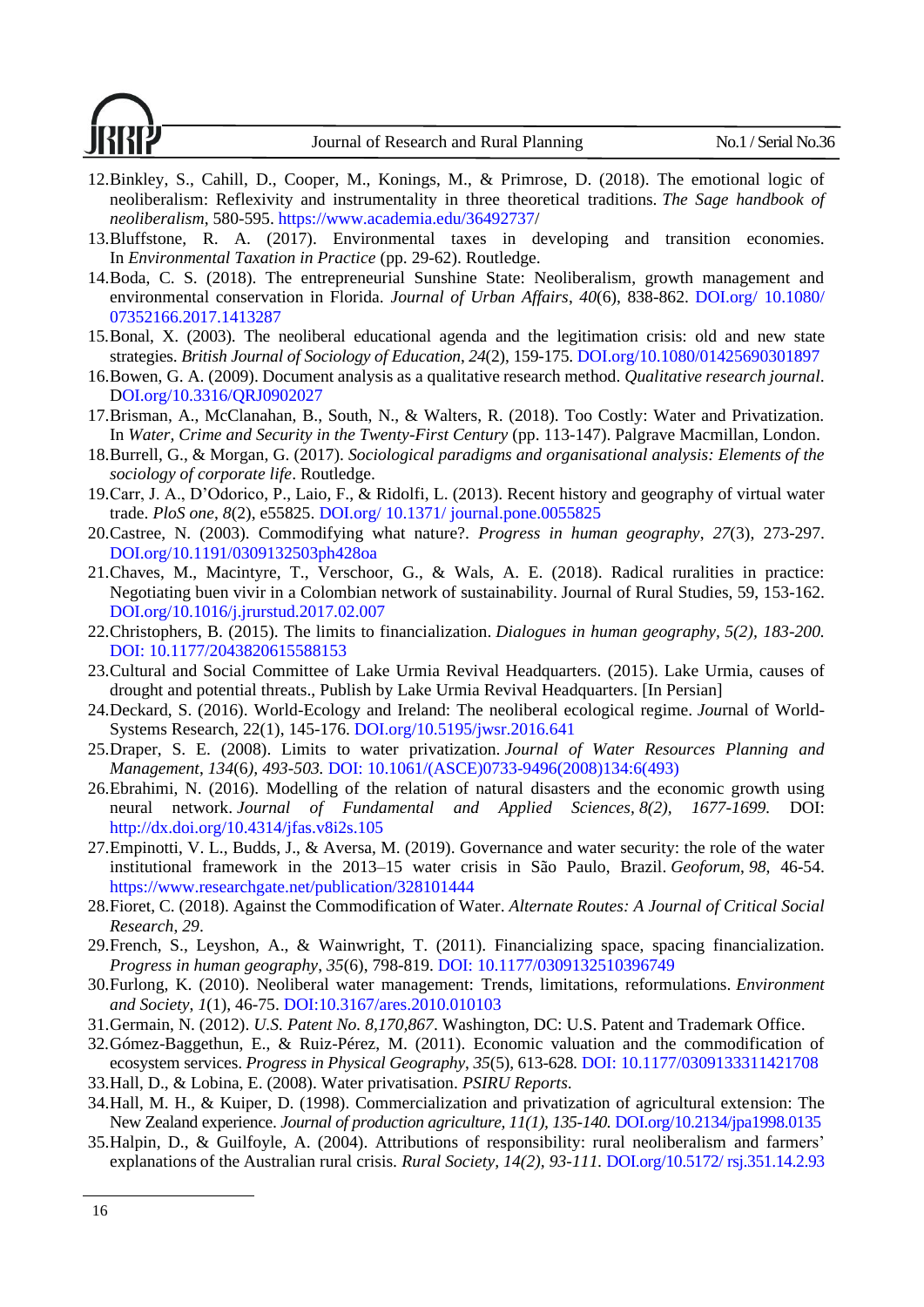12. Binkley, S., Cahill, D., Cooper, M., Konings, M., & Primrose, D. (2018). The emotional logic of neoliberalism: Reflexivity and instrumentality in three theoretical traditions. *The Sage handbook of neoliberalism*, 580-595. https://www.academia.edu/36492737/
13. Bluffstone, R. A. (2017). Environmental taxes in developing and transition economies. In *Environmental Taxation in Practice* (pp. 29-62). Routledge.
14. Boda, C. S. (2018). The entrepreneurial Sunshine State: Neoliberalism, growth management and environmental conservation in Florida. *Journal of Urban Affairs*, *40*(6), 838-862. DOI.org/ 10.1080/ 07352166.2017.1413287
15. Bonal, X. (2003). The neoliberal educational agenda and the legitimation crisis: old and new state strategies. *British Journal of Sociology of Education*, *24*(2), 159-175. DOI.org/10.1080/01425690301897
16. Bowen, G. A. (2009). Document analysis as a qualitative research method. *Qualitative research journal*. DOI.org/10.3316/QRJ0902027
17. Brisman, A., McClanahan, B., South, N., & Walters, R. (2018). Too Costly: Water and Privatization. In *Water, Crime and Security in the Twenty-First Century* (pp. 113-147). Palgrave Macmillan, London.
18. Burrell, G., & Morgan, G. (2017). *Sociological paradigms and organisational analysis: Elements of the sociology of corporate life*. Routledge.
19. Carr, J. A., D'Odorico, P., Laio, F., & Ridolfi, L. (2013). Recent history and geography of virtual water trade. *PloS one*, *8*(2), e55825. DOI.org/ 10.1371/ journal.pone.0055825
20. Castree, N. (2003). Commodifying what nature?. *Progress in human geography*, *27*(3), 273-297. DOI.org/10.1191/0309132503ph428oa
21. Chaves, M., Macintyre, T., Verschoor, G., & Wals, A. E. (2018). Radical ruralities in practice: Negotiating buen vivir in a Colombian network of sustainability. Journal of Rural Studies, 59, 153-162. DOI.org/10.1016/j.jrurstud.2017.02.007
22. Christophers, B. (2015). The limits to financialization. *Dialogues in human geography, 5(2), 183-200.* DOI: 10.1177/2043820615588153
23. Cultural and Social Committee of Lake Urmia Revival Headquarters. (2015). Lake Urmia, causes of drought and potential threats., Publish by Lake Urmia Revival Headquarters. [In Persian]
24. Deckard, S. (2016). World-Ecology and Ireland: The neoliberal ecological regime. *Jou*rnal of World-Systems Research, 22(1), 145-176. DOI.org/10.5195/jwsr.2016.641
25. Draper, S. E. (2008). Limits to water privatization. *Journal of Water Resources Planning and Management*, *134*(6*), 493-503.* DOI: 10.1061/(ASCE)0733-9496(2008)134:6(493)
26. Ebrahimi, N. (2016). Modelling of the relation of natural disasters and the economic growth using neural network. *Journal of Fundamental and Applied Sciences, 8(2), 1677-1699.* DOI: http://dx.doi.org/10.4314/jfas.v8i2s.105
27. Empinotti, V. L., Budds, J., & Aversa, M. (2019). Governance and water security: the role of the water institutional framework in the 2013–15 water crisis in São Paulo, Brazil. *Geoforum*, *98*, 46-54. https://www.researchgate.net/publication/328101444
28. Fioret, C. (2018). Against the Commodification of Water. *Alternate Routes: A Journal of Critical Social Research*, *29*.
29. French, S., Leyshon, A., & Wainwright, T. (2011). Financializing space, spacing financialization. *Progress in human geography*, *35*(6), 798-819. DOI: 10.1177/0309132510396749
30. Furlong, K. (2010). Neoliberal water management: Trends, limitations, reformulations. *Environment and Society*, *1*(1), 46-75. DOI:10.3167/ares.2010.010103
31. Germain, N. (2012). *U.S. Patent No. 8,170,867*. Washington, DC: U.S. Patent and Trademark Office.
32. Gómez-Baggethun, E., & Ruiz-Pérez, M. (2011). Economic valuation and the commodification of ecosystem services. *Progress in Physical Geography*, *35*(5), 613-628. DOI: 10.1177/0309133311421708
33. Hall, D., & Lobina, E. (2008). Water privatisation. *PSIRU Reports*.
34. Hall, M. H., & Kuiper, D. (1998). Commercialization and privatization of agricultural extension: The New Zealand experience. *Journal of production agriculture, 11(1), 135-140.* DOI.org/10.2134/jpa1998.0135
35. Halpin, D., & Guilfoyle, A. (2004). Attributions of responsibility: rural neoliberalism and farmers' explanations of the Australian rural crisis. *Rural Society, 14(2), 93-111.* DOI.org/10.5172/ rsj.351.14.2.93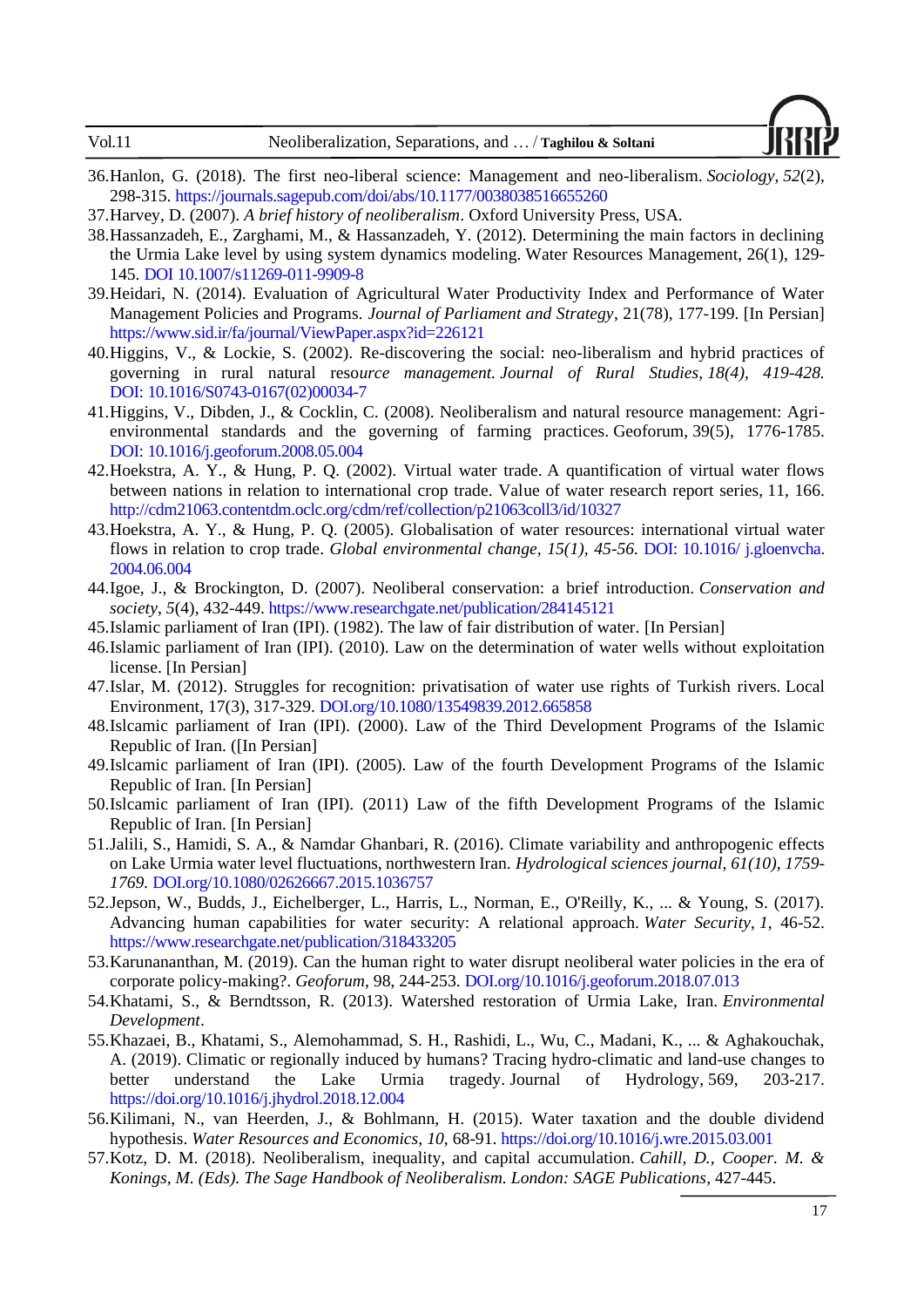36. Hanlon, G. (2018). The first neo-liberal science: Management and neo-liberalism. *Sociology*, *52*(2), 298-315. https://journals.sagepub.com/doi/abs/10.1177/0038038516655260
37. Harvey, D. (2007). *A brief history of neoliberalism*. Oxford University Press, USA.
38. Hassanzadeh, E., Zarghami, M., & Hassanzadeh, Y. (2012). Determining the main factors in declining the Urmia Lake level by using system dynamics modeling. Water Resources Management, 26(1), 129-145. DOI 10.1007/s11269-011-9909-8
39. Heidari, N. (2014). Evaluation of Agricultural Water Productivity Index and Performance of Water Management Policies and Programs. *Journal of Parliament and Strategy*, 21(78), 177-199. [In Persian] https://www.sid.ir/fa/journal/ViewPaper.aspx?id=226121
40. Higgins, V., & Lockie, S. (2002). Re-discovering the social: neo-liberalism and hybrid practices of governing in rural natural resource *management. Journal of Rural Studies, 18(4), 419-428.* DOI: 10.1016/S0743-0167(02)00034-7
41. Higgins, V., Dibden, J., & Cocklin, C. (2008). Neoliberalism and natural resource management: Agri-environmental standards and the governing of farming practices. Geoforum, 39(5), 1776-1785. DOI: 10.1016/j.geoforum.2008.05.004
42. Hoekstra, A. Y., & Hung, P. Q. (2002). Virtual water trade. A quantification of virtual water flows between nations in relation to international crop trade. Value of water research report series, 11, 166. http://cdm21063.contentdm.oclc.org/cdm/ref/collection/p21063coll3/id/10327
43. Hoekstra, A. Y., & Hung, P. Q. (2005). Globalisation of water resources: international virtual water flows in relation to crop trade. *Global environmental change, 15(1), 45-56.* DOI: 10.1016/ j.gloenvcha. 2004.06.004
44. Igoe, J., & Brockington, D. (2007). Neoliberal conservation: a brief introduction. *Conservation and society*, *5*(4), 432-449. https://www.researchgate.net/publication/284145121
45. Islamic parliament of Iran (IPI). (1982). The law of fair distribution of water. [In Persian]
46. Islamic parliament of Iran (IPI). (2010). Law on the determination of water wells without exploitation license. [In Persian]
47. Islar, M. (2012). Struggles for recognition: privatisation of water use rights of Turkish rivers. Local Environment, 17(3), 317-329. DOI.org/10.1080/13549839.2012.665858
48. Islcamic parliament of Iran (IPI). (2000). Law of the Third Development Programs of the Islamic Republic of Iran. ([In Persian]
49. Islcamic parliament of Iran (IPI). (2005). Law of the fourth Development Programs of the Islamic Republic of Iran. [In Persian]
50. Islcamic parliament of Iran (IPI). (2011) Law of the fifth Development Programs of the Islamic Republic of Iran. [In Persian]
51. Jalili, S., Hamidi, S. A., & Namdar Ghanbari, R. (2016). Climate variability and anthropogenic effects on Lake Urmia water level fluctuations, northwestern Iran. *Hydrological sciences journal, 61(10), 1759-1769.* DOI.org/10.1080/02626667.2015.1036757
52. Jepson, W., Budds, J., Eichelberger, L., Harris, L., Norman, E., O'Reilly, K., ... & Young, S. (2017). Advancing human capabilities for water security: A relational approach. *Water Security*, *1*, 46-52. https://www.researchgate.net/publication/318433205
53. Karunananthan, M. (2019). Can the human right to water disrupt neoliberal water policies in the era of corporate policy-making?. *Geoforum*, 98, 244-253. DOI.org/10.1016/j.geoforum.2018.07.013
54. Khatami, S., & Berndtsson, R. (2013). Watershed restoration of Urmia Lake, Iran. *Environmental Development*.
55. Khazaei, B., Khatami, S., Alemohammad, S. H., Rashidi, L., Wu, C., Madani, K., ... & Aghakouchak, A. (2019). Climatic or regionally induced by humans? Tracing hydro-climatic and land-use changes to better understand the Lake Urmia tragedy. Journal of Hydrology, 569, 203-217. https://doi.org/10.1016/j.jhydrol.2018.12.004
56. Kilimani, N., van Heerden, J., & Bohlmann, H. (2015). Water taxation and the double dividend hypothesis. *Water Resources and Economics*, *10*, 68-91. https://doi.org/10.1016/j.wre.2015.03.001
57. Kotz, D. M. (2018). Neoliberalism, inequality, and capital accumulation. *Cahill, D., Cooper. M. & Konings, M. (Eds). The Sage Handbook of Neoliberalism. London: SAGE Publications*, 427-445.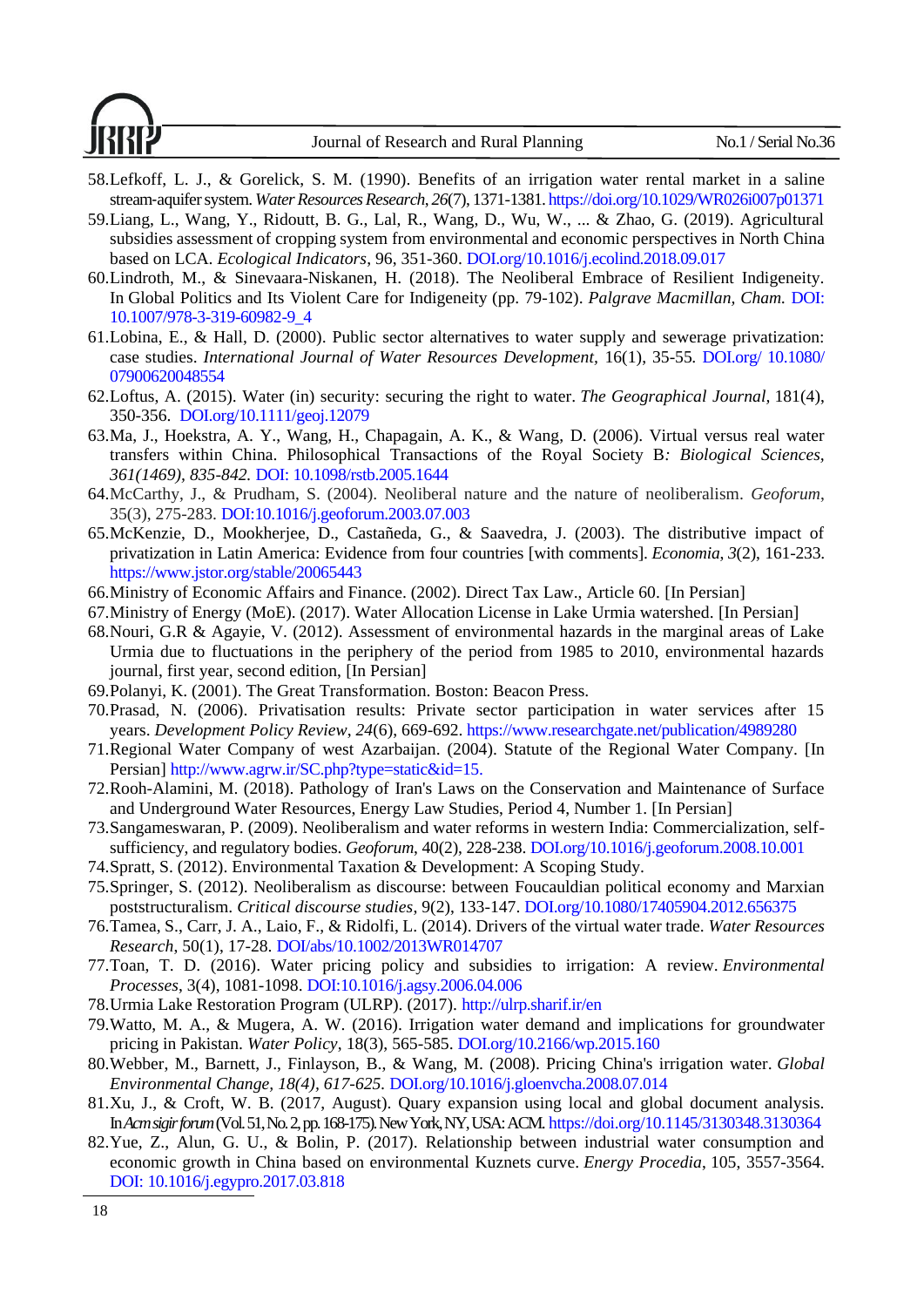58.Lefkoff, L. J., & Gorelick, S. M. (1990). Benefits of an irrigation water rental market in a saline stream-aquifer system. *Water Resources Research*, *26*(7), 1371-1381. https://doi.org/10.1029/WR026i007p01371

59.Liang, L., Wang, Y., Ridoutt, B. G., Lal, R., Wang, D., Wu, W., ... & Zhao, G. (2019). Agricultural subsidies assessment of cropping system from environmental and economic perspectives in North China based on LCA. *Ecological Indicators*, 96, 351-360. DOI.org/10.1016/j.ecolind.2018.09.017

60.Lindroth, M., & Sinevaara-Niskanen, H. (2018). The Neoliberal Embrace of Resilient Indigeneity. In Global Politics and Its Violent Care for Indigeneity (pp. 79-102). *Palgrave Macmillan, Cham.* DOI: 10.1007/978-3-319-60982-9_4

61.Lobina, E., & Hall, D. (2000). Public sector alternatives to water supply and sewerage privatization: case studies. *International Journal of Water Resources Development*, 16(1), 35-55. DOI.org/ 10.1080/ 07900620048554

62.Loftus, A. (2015). Water (in) security: securing the right to water. *The Geographical Journal*, 181(4), 350-356. DOI.org/10.1111/geoj.12079

63.Ma, J., Hoekstra, A. Y., Wang, H., Chapagain, A. K., & Wang, D. (2006). Virtual versus real water transfers within China. Philosophical Transactions of the Royal Society B*: Biological Sciences*, *361(1469), 835-842.* DOI: 10.1098/rstb.2005.1644

64.McCarthy, J., & Prudham, S. (2004). Neoliberal nature and the nature of neoliberalism. *Geoforum*, 35(3), 275-283. DOI:10.1016/j.geoforum.2003.07.003

65.McKenzie, D., Mookherjee, D., Castañeda, G., & Saavedra, J. (2003). The distributive impact of privatization in Latin America: Evidence from four countries [with comments]. *Economia*, *3*(2), 161-233. https://www.jstor.org/stable/20065443

66.Ministry of Economic Affairs and Finance. (2002). Direct Tax Law., Article 60. [In Persian]

67.Ministry of Energy (MoE). (2017). Water Allocation License in Lake Urmia watershed. [In Persian]

68.Nouri, G.R & Agayie, V. (2012). Assessment of environmental hazards in the marginal areas of Lake Urmia due to fluctuations in the periphery of the period from 1985 to 2010, environmental hazards journal, first year, second edition, [In Persian]

69.Polanyi, K. (2001). The Great Transformation. Boston: Beacon Press.

70.Prasad, N. (2006). Privatisation results: Private sector participation in water services after 15 years. *Development Policy Review*, *24*(6), 669-692. https://www.researchgate.net/publication/4989280

71.Regional Water Company of west Azarbaijan. (2004). Statute of the Regional Water Company. [In Persian] http://www.agrw.ir/SC.php?type=static&id=15.

72.Rooh-Alamini, M. (2018). Pathology of Iran's Laws on the Conservation and Maintenance of Surface and Underground Water Resources, Energy Law Studies, Period 4, Number 1. [In Persian]

73.Sangameswaran, P. (2009). Neoliberalism and water reforms in western India: Commercialization, self-sufficiency, and regulatory bodies. *Geoforum*, 40(2), 228-238. DOI.org/10.1016/j.geoforum.2008.10.001

74.Spratt, S. (2012). Environmental Taxation & Development: A Scoping Study.

75.Springer, S. (2012). Neoliberalism as discourse: between Foucauldian political economy and Marxian poststructuralism. *Critical discourse studies*, 9(2), 133-147. DOI.org/10.1080/17405904.2012.656375

76.Tamea, S., Carr, J. A., Laio, F., & Ridolfi, L. (2014). Drivers of the virtual water trade. *Water Resources Research*, 50(1), 17-28. DOI/abs/10.1002/2013WR014707

77.Toan, T. D. (2016). Water pricing policy and subsidies to irrigation: A review. *Environmental Processes*, 3(4), 1081-1098. DOI:10.1016/j.agsy.2006.04.006

78.Urmia Lake Restoration Program (ULRP). (2017). http://ulrp.sharif.ir/en

79.Watto, M. A., & Mugera, A. W. (2016). Irrigation water demand and implications for groundwater pricing in Pakistan. *Water Policy*, 18(3), 565-585. DOI.org/10.2166/wp.2015.160

80.Webber, M., Barnett, J., Finlayson, B., & Wang, M. (2008). Pricing China's irrigation water. *Global Environmental Change, 18(4), 617-625.* DOI.org/10.1016/j.gloenvcha.2008.07.014

81.Xu, J., & Croft, W. B. (2017, August). Quary expansion using local and global document analysis. In *Acm sigir forum* (Vol. 51, No. 2, pp. 168-175). New York, NY, USA: ACM. https://doi.org/10.1145/3130348.3130364

82.Yue, Z., Alun, G. U., & Bolin, P. (2017). Relationship between industrial water consumption and economic growth in China based on environmental Kuznets curve. *Energy Procedia*, 105, 3557-3564. DOI: 10.1016/j.egypro.2017.03.818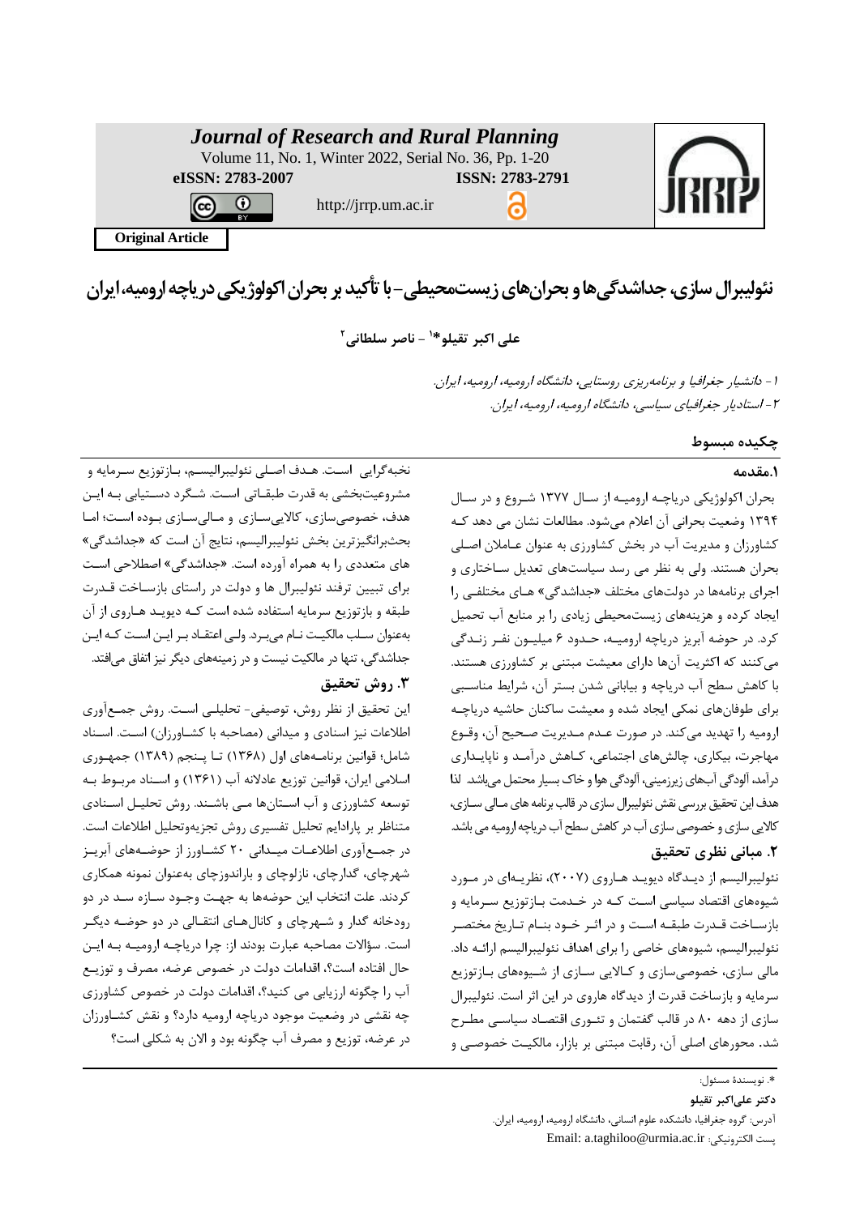# Journal of Research and Rural Planning

Volume 11, No. 1, Winter 2022, Serial No. 36, Pp. 1-20

**eISSN: 2783-2007** **ISSN: 2783-2791**

http://jrrp.um.ac.ir

**Original Article**

# نئولیبرال سازی، جداشدگی‌ها و بحران‌های زیست‌محیطی- با تأکید بر بحران اکولوژیکی دریاچه ارومیه، ایران

**علی اکبر تقیلو*[1] - ناصر سلطانی[2]**

*۱- دانشیار جغرافیا و برنامه‌ریزی روستایی، دانشگاه ارومیه، ارومیه، ایران.*

*۲- استادیار جغرافیای سیاسی، دانشگاه ارومیه، ارومیه، ایران.*

## چکیده مبسوط

### ۱.مقدمه

بحران اکولوژیکی دریاچه ارومیه از سال ۱۳۷۷ شروع و در سال ۱۳۹۴ وضعیت بحرانی آن اعلام می‌شود. مطالعات نشان می دهد که کشاورزان و مدیریت آب در بخش کشاورزی به عنوان عاملان اصلی بحران هستند. ولی به نظر می رسد سیاست‌های تعدیل ساختاری و اجرای برنامه‌ها در دولت‌های مختلف «جداشدگی» های مختلفی را ایجاد کرده و هزینه‌های زیست‌محیطی زیادی را بر منابع آب تحمیل کرد. در حوضه آبریز دریاچه ارومیه، حدود ۶ میلیون نفر زندگی می‌کنند که اکثریت آن‌ها دارای معیشت مبتنی بر کشاورزی هستند. با کاهش سطح آب دریاچه و بیابانی شدن بستر آن، شرایط مناسبی برای طوفان‌های نمکی ایجاد شده و معیشت ساکنان حاشیه دریاچه ارومیه را تهدید می‌کند. در صورت عدم مدیریت صحیح آن، وقوع مهاجرت، بیکاری، چالش‌های اجتماعی، کاهش درآمد و ناپایداری درآمد، آلودگی آب‌های زیرزمینی، آلودگی هوا و خاک بسیار محتمل می‌باشد. لذا هدف این تحقیق بررسی نقش نئولیبرال سازی در قالب برنامه های مالی سازی، کالایی سازی و خصوصی سازی آب در کاهش سطح آب دریاچه ارومیه می باشد.

### ۲. مبانی نظری تحقیق

نئولیبرالیسم از دیدگاه دیوید هاروی (۲۰۰۷)، نظریه‌ای در مورد شیوه‌های اقتصاد سیاسی است که در خدمت بازتوزیع سرمایه و بازساخت قدرت طبقه است و در اثر خود بنام تاریخ مختصر نئولیبرالیسم، شیوه‌های خاصی را برای اهداف نئولیبرالیسم ارائه داد. مالی سازی، خصوصی‌سازی و کالایی سازی از شیوه‌های بازتوزیع سرمایه و بازساخت قدرت از دیدگاه هاروی در این اثر است. نئولیبرال سازی از دهه ۸۰ در قالب گفتمان و تئوری اقتصاد سیاسی مطرح شد. محورهای اصلی آن، رقابت مبتنی بر بازار، مالکیت خصوصی و نخبه‌گرایی است. هدف اصلی نئولیبرالیسم، بازتوزیع سرمایه و مشروعیت‌بخشی به قدرت طبقاتی است. شگرد دستیابی به این هدف، خصوصی‌سازی، کالایی‌سازی و مالی‌سازی بوده است؛ اما بحث‌برانگیزترین بخش نئولیبرالیسم، نتایج آن است که «جداشدگی» های متعددی را به همراه آورده است. «جداشدگی» اصطلاحی است برای تبیین ترفند نئولیبرال ها و دولت در راستای بازساخت قدرت طبقه و بازتوزیع سرمایه استفاده شده است که دیوید هاروی از آن به‌عنوان سلب مالکیت نام می‌برد. ولی اعتقاد بر این است که این جداشدگی، تنها در مالکیت نیست و در زمینه‌های دیگر نیز اتفاق می‌افتد.

### ۳. روش تحقیق

این تحقیق از نظر روش، توصیفی- تحلیلی است. روش جمع‌آوری اطلاعات نیز اسنادی و میدانی (مصاحبه با کشاورزان) است. اسناد شامل؛ قوانین برنامه‌های اول (۱۳۶۸) تا پنجم (۱۳۸۹) جمهوری اسلامی ایران، قوانین توزیع عادلانه آب (۱۳۶۱) و اسناد مربوط به توسعه کشاورزی و آب استان‌ها می باشند. روش تحلیل اسنادی متناظر بر پارادایم تحلیل تفسیری روش تجزیه‌وتحلیل اطلاعات است. در جمع‌آوری اطلاعات میدانی ۲۰ کشاورز از حوضه‌های آبریز شهرچای، گدارچای، نازلوچای و باراندوزچای به‌عنوان نمونه همکاری کردند. علت انتخاب این حوضه‌ها به جهت وجود سازه سد در دو رودخانه گدار و شهرچای و کانال‌های انتقالی در دو حوضه دیگر است. سؤالات مصاحبه عبارت بودند از: چرا دریاچه ارومیه به این حال افتاده است؟، اقدامات دولت در خصوص عرضه، مصرف و توزیع آب را چگونه ارزیابی می کنید؟، اقدامات دولت در خصوص کشاورزی چه نقشی در وضعیت موجود دریاچه ارومیه دارد؟ و نقش کشاورزان در عرضه، توزیع و مصرف آب چگونه بود و الان به شکلی است؟

---

*. نویسندهٔ مسئول:

**دکتر علی‌اکبر تقیلو**

آدرس: گروه جغرافیا، دانشکده علوم انسانی، دانشگاه ارومیه، ارومیه، ایران.

پست الکترونیکی: Email: a.taghiloo@urmia.ac.ir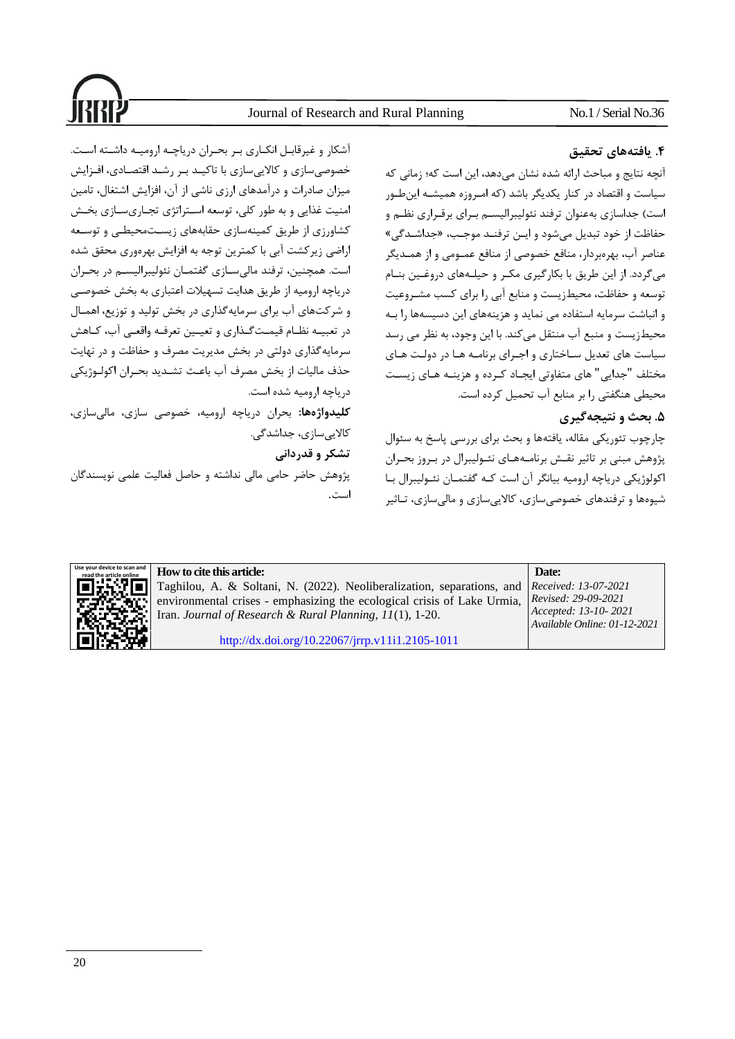### ۴. یافته‌های تحقیق

آنچه نتایج و مباحث ارائه شده نشان می‌دهد، این است که؛ زمانی که سیاست و اقتصاد در کنار یکدیگر باشد (که امروزه همیشه این‌طور است) جداسازی به‌عنوان ترفند نئولیبرالیسم برای برقراری نظم و حفاظت از خود تبدیل می‌شود و این ترفند موجب، «جداشدگی» عناصر آب، بهره‌بردار، منافع خصوصی از منافع عمومی و از همدیگر می‌گردد. از این طریق با بکارگیری مکر و حیله‌های دروغین بنام توسعه و حفاظت، محیط‌زیست و منابع آبی را برای کسب مشروعیت و انباشت سرمایه استفاده می نماید و هزینه‌های این دسیسه‌ها را به محیط‌زیست و منبع آب منتقل می‌کند. با این وجود، به نظر می رسد سیاست های تعدیل ساختاری و اجرای برنامه ها در دولت های مختلف "جدایی" های متفاوتی ایجاد کرده و هزینه های زیست محیطی هنگفتی را بر منابع آب تحمیل کرده است.

### ۵. بحث و نتیجه‌گیری

چارچوب تئوریکی مقاله، یافته‌ها و بحث برای بررسی پاسخ به سئوال پژوهش مبنی بر تاثیر نقش برنامه‌های نئولیبرال در بروز بحران اکولوژیکی دریاچه ارومیه بیانگر آن است که گفتمان نئولیبرال با شیوه‌ها و ترفندهای خصوصی‌سازی، کالایی‌سازی و مالی‌سازی، تاثیر آشکار و غیرقابل انکاری بر بحران دریاچه ارومیه داشته است. خصوصی‌سازی و کالایی‌سازی با تاکید بر رشد اقتصادی، افزایش میزان صادرات و درآمدهای ارزی ناشی از آن، افزایش اشتغال، تامین امنیت غذایی و به طور کلی، توسعه استراتژی تجاری‌سازی بخش کشاورزی از طریق کمینه‌سازی حقابه‌های زیست‌محیطی و توسعه اراضی زیرکشت آبی با کمترین توجه به افزایش بهره‌وری محقق شده است. همچنین، ترفند مالی‌سازی گفتمان نئولیبرالیسم در بحران دریاچه ارومیه از طریق هدایت تسهیلات اعتباری به بخش خصوصی و شرکت‌های آب برای سرمایه‌گذاری در بخش تولید و توزیع، اهمال در تعبیه نظام قیمت‌گذاری و تعیین تعرفه واقعی آب، کاهش سرمایه‌گذاری دولتی در بخش مدیریت مصرف و حفاظت و در نهایت حذف مالیات از بخش مصرف آب باعث تشدید بحران اکولوژیکی دریاچه ارومیه شده است.

**کلیدواژه‌ها:** بحران دریاچه ارومیه، خصوصی سازی، مالی‌سازی، کالایی‌سازی، جداشدگی.

### تشکر و قدردانی

پژوهش حاضر حامی مالی نداشته و حاصل فعالیت علمی نویسندگان است.

| Use your device to scan and read the article online | How to cite this article: | Date: |
| --- | --- | --- |
| | Taghilou, A. & Soltani, N. (2022). Neoliberalization, separations, and environmental crises - emphasizing the ecological crisis of Lake Urmia, Iran. *Journal of Research & Rural Planning, 11*(1), 1-20. http://dx.doi.org/10.22067/jrrp.v11i1.2105-1011 | *Received: 13-07-2021* *Revised: 29-09-2021* *Accepted: 13-10- 2021* *Available Online: 01-12-2021* |